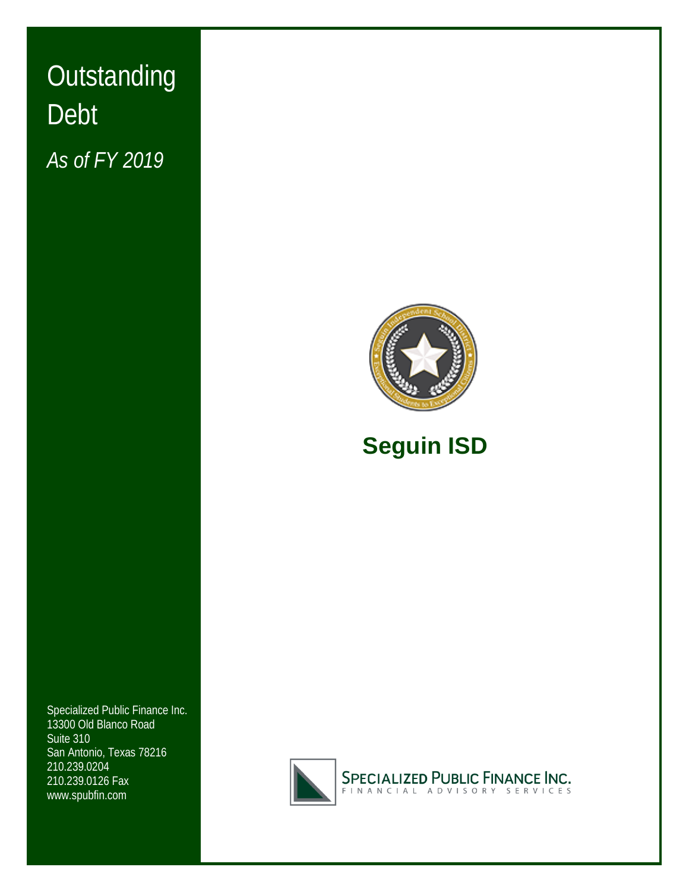# Outstanding Debt

*As of FY 2019*

## Seguin ISD

Specialized Public Finance Inc.
13300 Old Blanco Road
Suite 310
San Antonio, Texas 78216
210.239.0204
210.239.0126 Fax
www.spubfin.com

SPECIALIZED PUBLIC FINANCE INC.
FINANCIAL ADVISORY SERVICES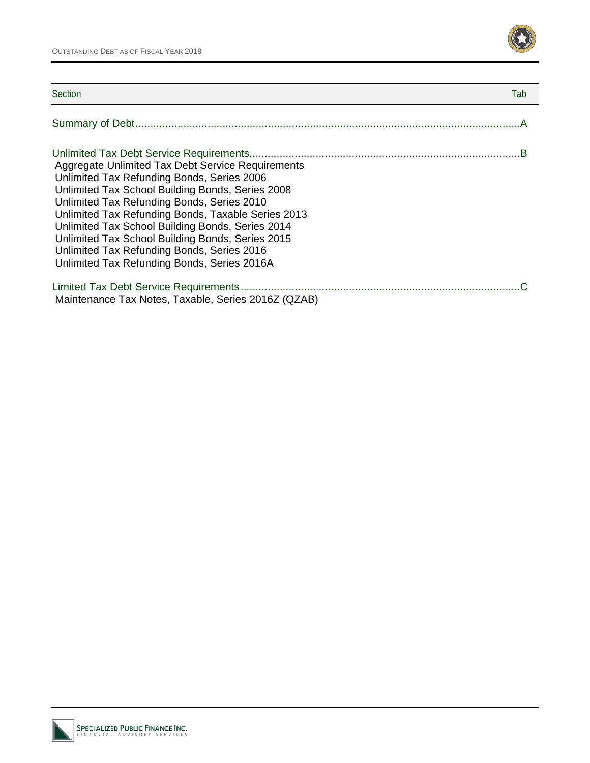| Section | Tab |
|---|---|
| Summary of Debt | A |
| Unlimited Tax Debt Service Requirements | B |
| Aggregate Unlimited Tax Debt Service Requirements | |
| Unlimited Tax Refunding Bonds, Series 2006 | |
| Unlimited Tax School Building Bonds, Series 2008 | |
| Unlimited Tax Refunding Bonds, Series 2010 | |
| Unlimited Tax Refunding Bonds, Taxable Series 2013 | |
| Unlimited Tax School Building Bonds, Series 2014 | |
| Unlimited Tax School Building Bonds, Series 2015 | |
| Unlimited Tax Refunding Bonds, Series 2016 | |
| Unlimited Tax Refunding Bonds, Series 2016A | |
| Limited Tax Debt Service Requirements | C |
| Maintenance Tax Notes, Taxable, Series 2016Z (QZAB) | |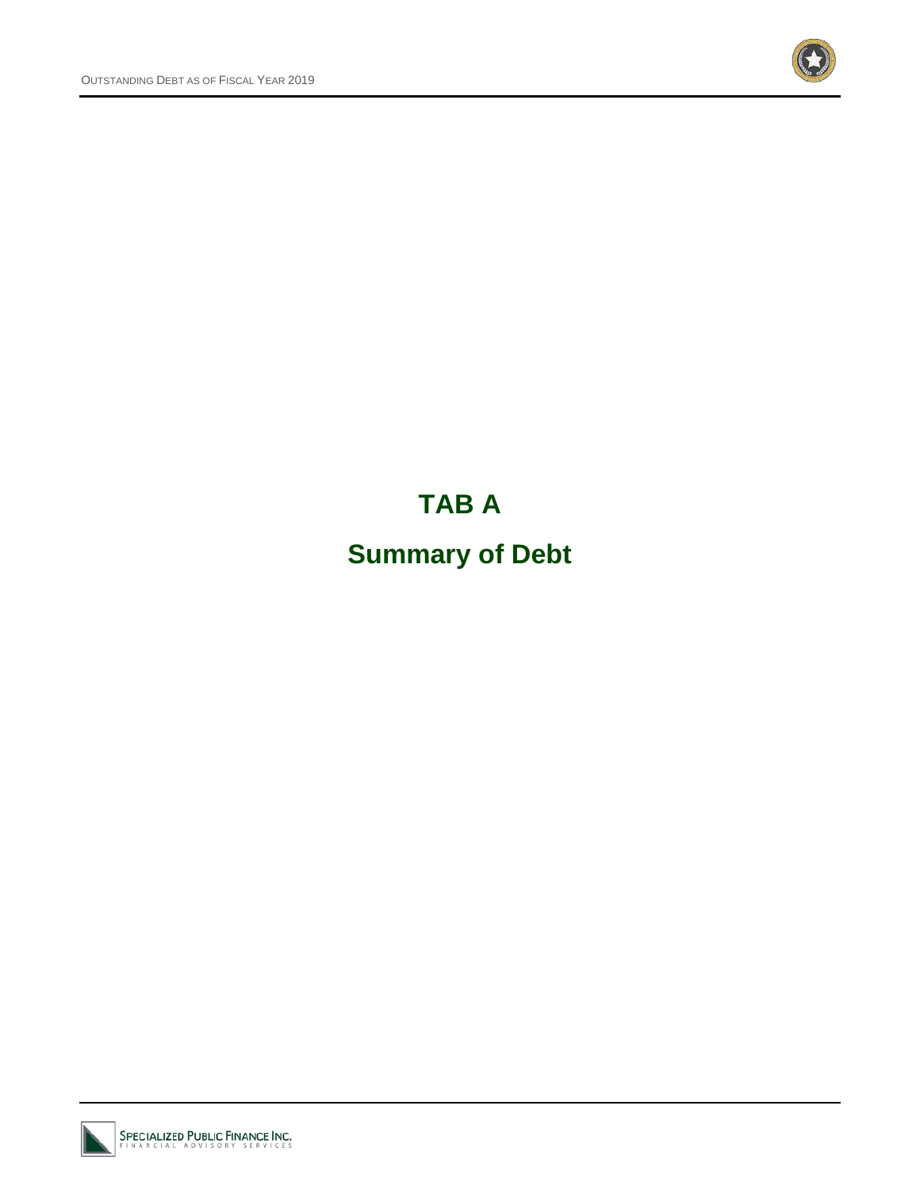# TAB A

# Summary of Debt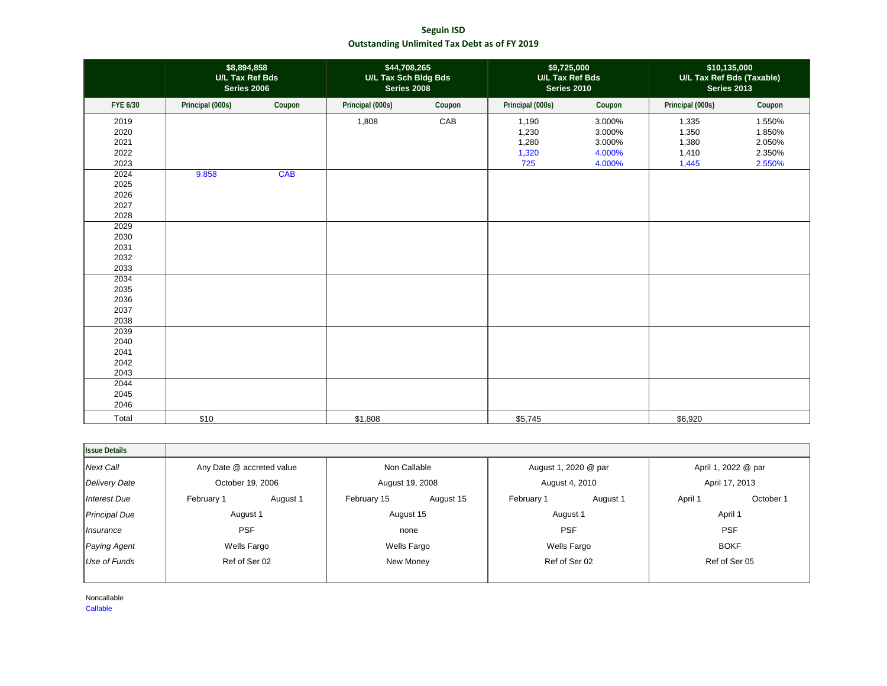**Seguin ISD**

**Outstanding Unlimited Tax Debt as of FY 2019**

| | $8,894,858 U/L Tax Ref Bds Series 2006 | | $44,708,265 U/L Tax Sch Bldg Bds Series 2008 | | $9,725,000 U/L Tax Ref Bds Series 2010 | | $10,135,000 U/L Tax Ref Bds (Taxable) Series 2013 | |
|---|---|---|---|---|---|---|---|---|
| **FYE 6/30** | **Principal (000s)** | **Coupon** | **Principal (000s)** | **Coupon** | **Principal (000s)** | **Coupon** | **Principal (000s)** | **Coupon** |
| 2019 | | | 1,808 | CAB | 1,190 | 3.000% | 1,335 | 1.550% |
| 2020 | | | | | 1,230 | 3.000% | 1,350 | 1.850% |
| 2021 | | | | | 1,280 | 3.000% | 1,380 | 2.050% |
| 2022 | | | | | 1,320 | 4.000% | 1,410 | 2.350% |
| 2023 | | | | | 725 | 4.000% | 1,445 | 2.550% |
| 2024 | 9.858 | CAB | | | | | | |
| 2025 | | | | | | | | |
| 2026 | | | | | | | | |
| 2027 | | | | | | | | |
| 2028 | | | | | | | | |
| 2029 | | | | | | | | |
| 2030 | | | | | | | | |
| 2031 | | | | | | | | |
| 2032 | | | | | | | | |
| 2033 | | | | | | | | |
| 2034 | | | | | | | | |
| 2035 | | | | | | | | |
| 2036 | | | | | | | | |
| 2037 | | | | | | | | |
| 2038 | | | | | | | | |
| 2039 | | | | | | | | |
| 2040 | | | | | | | | |
| 2041 | | | | | | | | |
| 2042 | | | | | | | | |
| 2043 | | | | | | | | |
| 2044 | | | | | | | | |
| 2045 | | | | | | | | |
| 2046 | | | | | | | | |
| Total | $10 | | $1,808 | | $5,745 | | $6,920 | |

| **Issue Details** | | | | | | | | |
|---|---|---|---|---|---|---|---|---|
| *Next Call* | Any Date @ accreted value | | Non Callable | | August 1, 2020 @ par | | April 1, 2022 @ par | |
| *Delivery Date* | October 19, 2006 | | August 19, 2008 | | August 4, 2010 | | April 17, 2013 | |
| *Interest Due* | February 1 | August 1 | February 15 | August 15 | February 1 | August 1 | April 1 | October 1 |
| *Principal Due* | August 1 | | August 15 | | August 1 | | April 1 | |
| *Insurance* | PSF | | none | | PSF | | PSF | |
| *Paying Agent* | Wells Fargo | | Wells Fargo | | Wells Fargo | | BOKF | |
| *Use of Funds* | Ref of Ser 02 | | New Money | | Ref of Ser 02 | | Ref of Ser 05 | |

Noncallable
Callable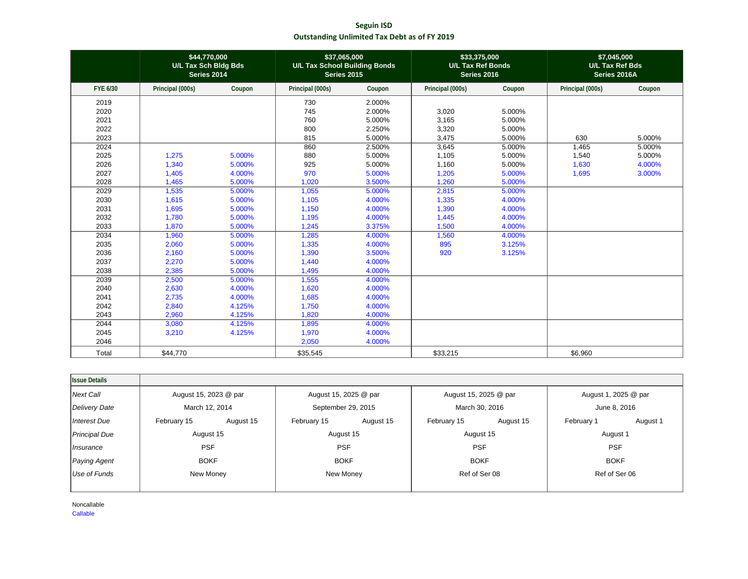## Seguin ISD

### Outstanding Unlimited Tax Debt as of FY 2019

| | $44,770,000 U/L Tax Sch Bldg Bds Series 2014 | | $37,065,000 U/L Tax School Building Bonds Series 2015 | | $33,375,000 U/L Tax Ref Bonds Series 2016 | | $7,045,000 U/L Tax Ref Bds Series 2016A | |
|---|---|---|---|---|---|---|---|---|
| **FYE 6/30** | **Principal (000s)** | **Coupon** | **Principal (000s)** | **Coupon** | **Principal (000s)** | **Coupon** | **Principal (000s)** | **Coupon** |
| 2019 | | | 730 | 2.000% | | | | |
| 2020 | | | 745 | 2.000% | 3,020 | 5.000% | | |
| 2021 | | | 760 | 5.000% | 3,165 | 5.000% | | |
| 2022 | | | 800 | 2.250% | 3,320 | 5.000% | | |
| 2023 | | | 815 | 5.000% | 3,475 | 5.000% | 630 | 5.000% |
| 2024 | | | 860 | 2.500% | 3,645 | 5.000% | 1,465 | 5.000% |
| 2025 | 1,275 | 5.000% | 880 | 5.000% | 1,105 | 5.000% | 1,540 | 5.000% |
| 2026 | 1,340 | 5.000% | 925 | 5.000% | 1,160 | 5.000% | 1,630 | 4.000% |
| 2027 | 1,405 | 4.000% | 970 | 5.000% | 1,205 | 5.000% | 1,695 | 3.000% |
| 2028 | 1,465 | 5.000% | 1,020 | 3.500% | 1,260 | 5.000% | | |
| 2029 | 1,535 | 5.000% | 1,055 | 5.000% | 2,815 | 5.000% | | |
| 2030 | 1,615 | 5.000% | 1,105 | 4.000% | 1,335 | 4.000% | | |
| 2031 | 1,695 | 5.000% | 1,150 | 4.000% | 1,390 | 4.000% | | |
| 2032 | 1,780 | 5.000% | 1,195 | 4.000% | 1,445 | 4.000% | | |
| 2033 | 1,870 | 5.000% | 1,245 | 3.375% | 1,500 | 4.000% | | |
| 2034 | 1,960 | 5.000% | 1,285 | 4.000% | 1,560 | 4.000% | | |
| 2035 | 2,060 | 5.000% | 1,335 | 4.000% | 895 | 3.125% | | |
| 2036 | 2,160 | 5.000% | 1,390 | 3.500% | 920 | 3.125% | | |
| 2037 | 2,270 | 5.000% | 1,440 | 4.000% | | | | |
| 2038 | 2,385 | 5.000% | 1,495 | 4.000% | | | | |
| 2039 | 2,500 | 5.000% | 1,555 | 4.000% | | | | |
| 2040 | 2,630 | 4.000% | 1,620 | 4.000% | | | | |
| 2041 | 2,735 | 4.000% | 1,685 | 4.000% | | | | |
| 2042 | 2,840 | 4.125% | 1,750 | 4.000% | | | | |
| 2043 | 2,960 | 4.125% | 1,820 | 4.000% | | | | |
| 2044 | 3,080 | 4.125% | 1,895 | 4.000% | | | | |
| 2045 | 3,210 | 4.125% | 1,970 | 4.000% | | | | |
| 2046 | | | 2,050 | 4.000% | | | | |
| Total | $44,770 | | $35,545 | | $33,215 | | $6,960 | |

| Issue Details | Series 2014 | | Series 2015 | | Series 2016 | | Series 2016A | |
|---|---|---|---|---|---|---|---|---|
| *Next Call* | August 15, 2023 @ par | | August 15, 2025 @ par | | August 15, 2025 @ par | | August 1, 2025 @ par | |
| *Delivery Date* | March 12, 2014 | | September 29, 2015 | | March 30, 2016 | | June 8, 2016 | |
| *Interest Due* | February 15 | August 15 | February 15 | August 15 | February 15 | August 15 | February 1 | August 1 |
| *Principal Due* | August 15 | | August 15 | | August 15 | | August 1 | |
| *Insurance* | PSF | | PSF | | PSF | | PSF | |
| *Paying Agent* | BOKF | | BOKF | | BOKF | | BOKF | |
| *Use of Funds* | New Money | | New Money | | Ref of Ser 08 | | Ref of Ser 06 | |

Noncallable
Callable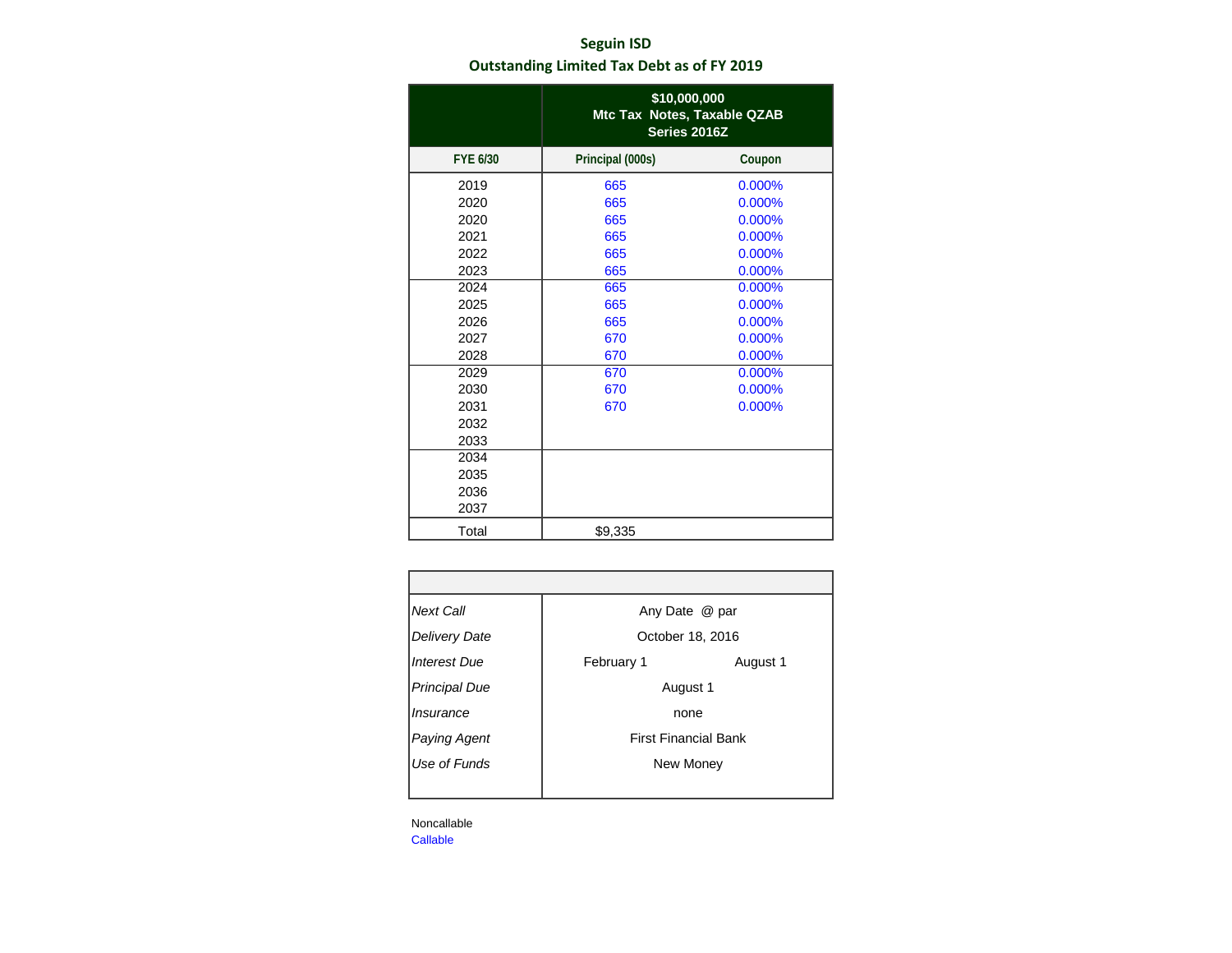# Seguin ISD

## Outstanding Limited Tax Debt as of FY 2019

| | $10,000,000 Mtc Tax Notes, Taxable QZAB Series 2016Z | |
|---|---|---|
| FYE 6/30 | Principal (000s) | Coupon |
| 2019 | 665 | 0.000% |
| 2020 | 665 | 0.000% |
| 2020 | 665 | 0.000% |
| 2021 | 665 | 0.000% |
| 2022 | 665 | 0.000% |
| 2023 | 665 | 0.000% |
| 2024 | 665 | 0.000% |
| 2025 | 665 | 0.000% |
| 2026 | 665 | 0.000% |
| 2027 | 670 | 0.000% |
| 2028 | 670 | 0.000% |
| 2029 | 670 | 0.000% |
| 2030 | 670 | 0.000% |
| 2031 | 670 | 0.000% |
| 2032 | | |
| 2033 | | |
| 2034 | | |
| 2035 | | |
| 2036 | | |
| 2037 | | |
| Total | $9,335 | |

| | | |
|---|---|---|
| *Next Call* | Any Date @ par | |
| *Delivery Date* | October 18, 2016 | |
| *Interest Due* | February 1 | August 1 |
| *Principal Due* | August 1 | |
| *Insurance* | none | |
| *Paying Agent* | First Financial Bank | |
| *Use of Funds* | New Money | |

Noncallable
Callable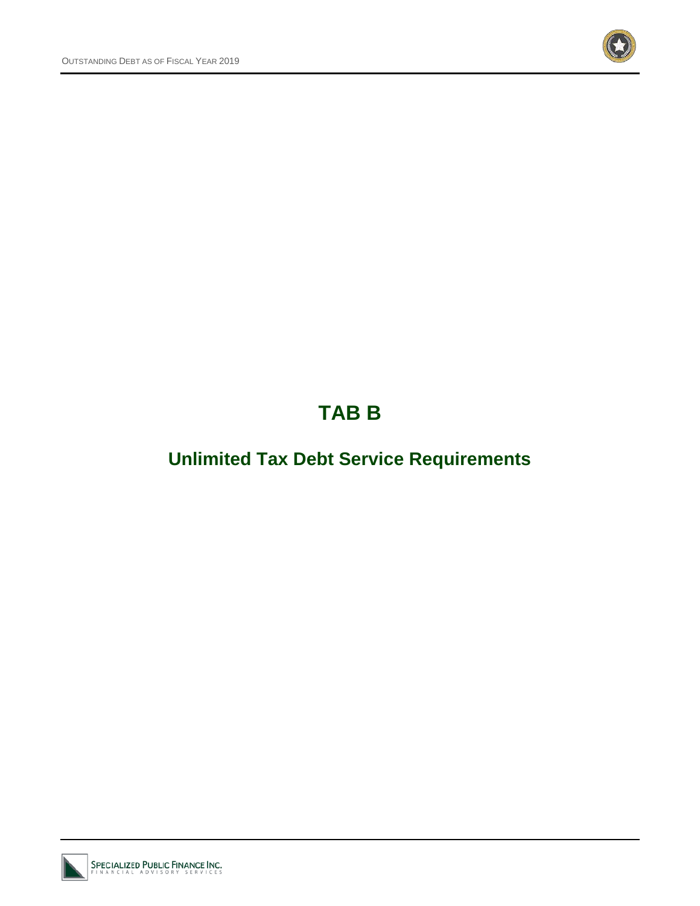# TAB B

## Unlimited Tax Debt Service Requirements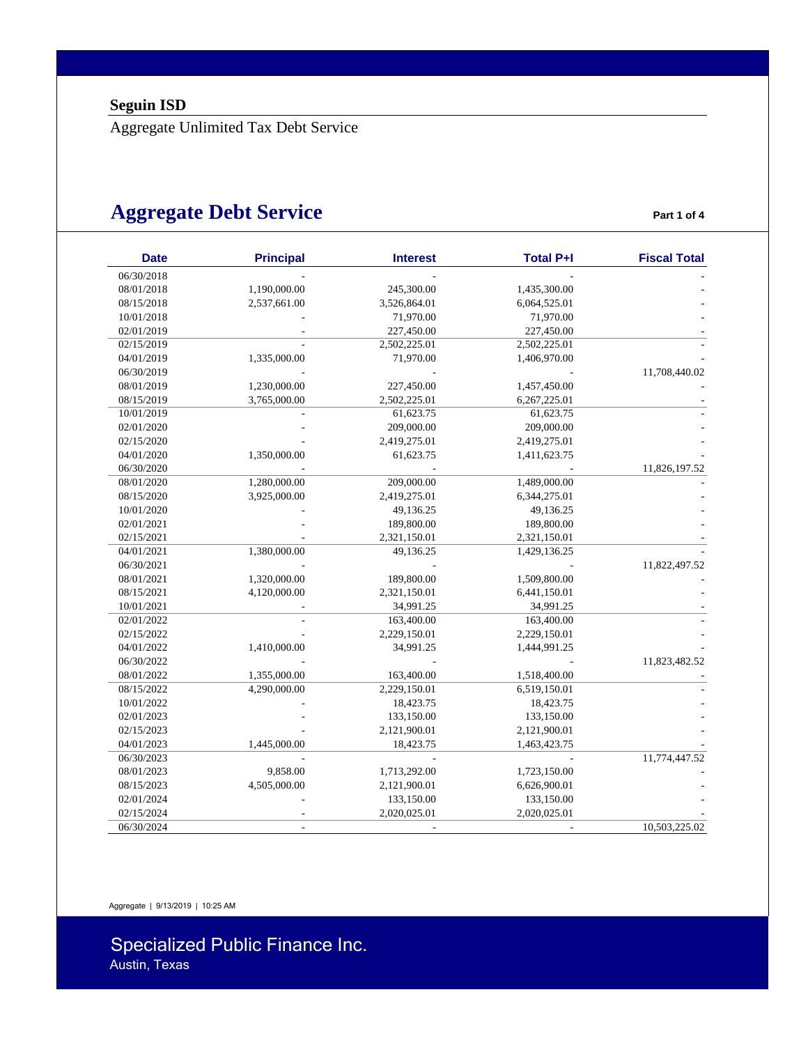**Seguin ISD**

Aggregate Unlimited Tax Debt Service

# Aggregate Debt Service

**Part 1 of 4**

| Date | Principal | Interest | Total P+I | Fiscal Total |
|---|---|---|---|---|
| 06/30/2018 | - | - | - | - |
| 08/01/2018 | 1,190,000.00 | 245,300.00 | 1,435,300.00 | - |
| 08/15/2018 | 2,537,661.00 | 3,526,864.01 | 6,064,525.01 | - |
| 10/01/2018 | - | 71,970.00 | 71,970.00 | - |
| 02/01/2019 | - | 227,450.00 | 227,450.00 | - |
| 02/15/2019 | - | 2,502,225.01 | 2,502,225.01 | - |
| 04/01/2019 | 1,335,000.00 | 71,970.00 | 1,406,970.00 | - |
| 06/30/2019 | - | - | - | 11,708,440.02 |
| 08/01/2019 | 1,230,000.00 | 227,450.00 | 1,457,450.00 | - |
| 08/15/2019 | 3,765,000.00 | 2,502,225.01 | 6,267,225.01 | - |
| 10/01/2019 | - | 61,623.75 | 61,623.75 | - |
| 02/01/2020 | - | 209,000.00 | 209,000.00 | - |
| 02/15/2020 | - | 2,419,275.01 | 2,419,275.01 | - |
| 04/01/2020 | 1,350,000.00 | 61,623.75 | 1,411,623.75 | - |
| 06/30/2020 | - | - | - | 11,826,197.52 |
| 08/01/2020 | 1,280,000.00 | 209,000.00 | 1,489,000.00 | - |
| 08/15/2020 | 3,925,000.00 | 2,419,275.01 | 6,344,275.01 | - |
| 10/01/2020 | - | 49,136.25 | 49,136.25 | - |
| 02/01/2021 | - | 189,800.00 | 189,800.00 | - |
| 02/15/2021 | - | 2,321,150.01 | 2,321,150.01 | - |
| 04/01/2021 | 1,380,000.00 | 49,136.25 | 1,429,136.25 | - |
| 06/30/2021 | - | - | - | 11,822,497.52 |
| 08/01/2021 | 1,320,000.00 | 189,800.00 | 1,509,800.00 | - |
| 08/15/2021 | 4,120,000.00 | 2,321,150.01 | 6,441,150.01 | - |
| 10/01/2021 | - | 34,991.25 | 34,991.25 | - |
| 02/01/2022 | - | 163,400.00 | 163,400.00 | - |
| 02/15/2022 | - | 2,229,150.01 | 2,229,150.01 | - |
| 04/01/2022 | 1,410,000.00 | 34,991.25 | 1,444,991.25 | - |
| 06/30/2022 | - | - | - | 11,823,482.52 |
| 08/01/2022 | 1,355,000.00 | 163,400.00 | 1,518,400.00 | - |
| 08/15/2022 | 4,290,000.00 | 2,229,150.01 | 6,519,150.01 | - |
| 10/01/2022 | - | 18,423.75 | 18,423.75 | - |
| 02/01/2023 | - | 133,150.00 | 133,150.00 | - |
| 02/15/2023 | - | 2,121,900.01 | 2,121,900.01 | - |
| 04/01/2023 | 1,445,000.00 | 18,423.75 | 1,463,423.75 | - |
| 06/30/2023 | - | - | - | 11,774,447.52 |
| 08/01/2023 | 9,858.00 | 1,713,292.00 | 1,723,150.00 | - |
| 08/15/2023 | 4,505,000.00 | 2,121,900.01 | 6,626,900.01 | - |
| 02/01/2024 | - | 133,150.00 | 133,150.00 | - |
| 02/15/2024 | - | 2,020,025.01 | 2,020,025.01 | - |
| 06/30/2024 | - | - | - | 10,503,225.02 |

Aggregate | 9/13/2019 | 10:25 AM

Specialized Public Finance Inc.
Austin, Texas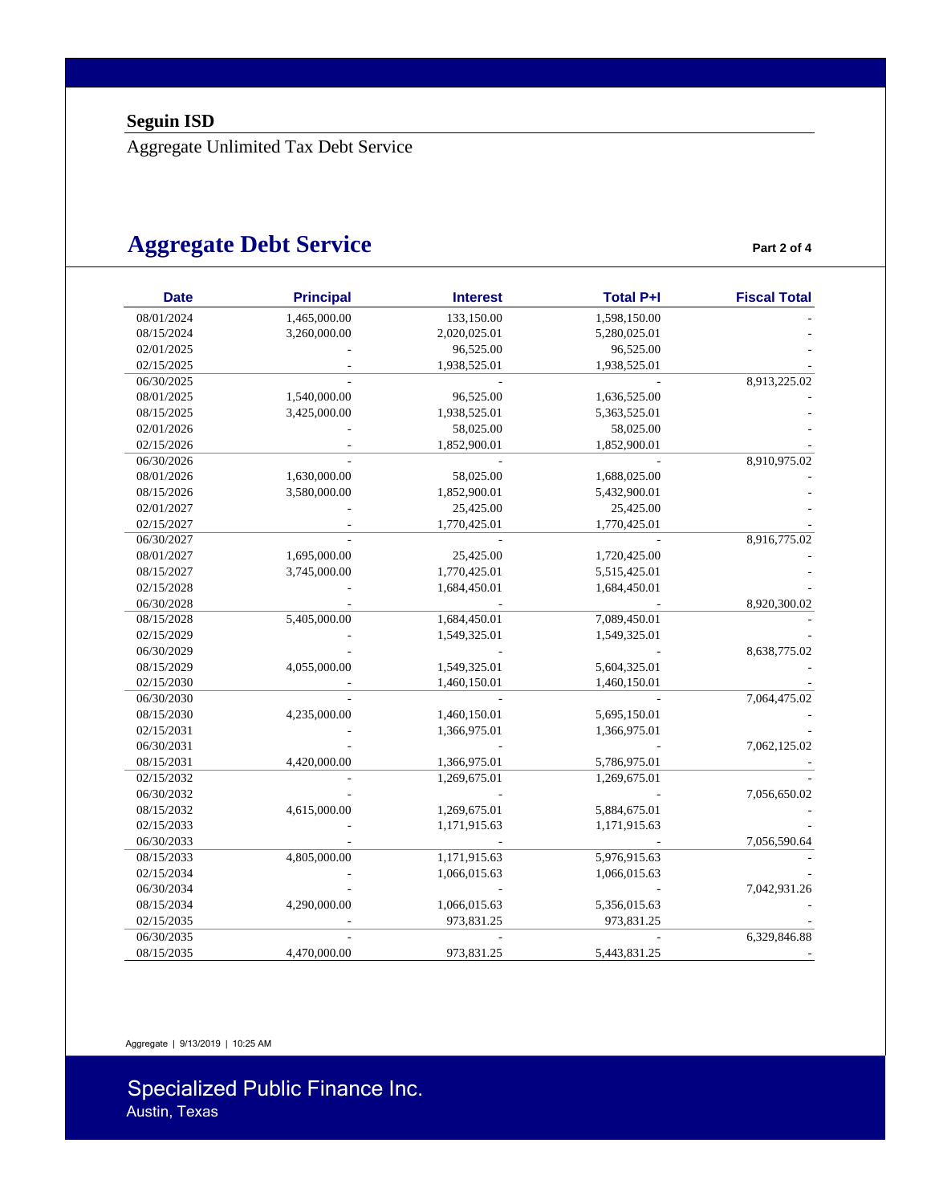**Seguin ISD**

Aggregate Unlimited Tax Debt Service

# Aggregate Debt Service

**Part 2 of 4**

| Date | Principal | Interest | Total P+I | Fiscal Total |
|---|---|---|---|---|
| 08/01/2024 | 1,465,000.00 | 133,150.00 | 1,598,150.00 | - |
| 08/15/2024 | 3,260,000.00 | 2,020,025.01 | 5,280,025.01 | - |
| 02/01/2025 | - | 96,525.00 | 96,525.00 | - |
| 02/15/2025 | - | 1,938,525.01 | 1,938,525.01 | - |
| 06/30/2025 | - | - | - | 8,913,225.02 |
| 08/01/2025 | 1,540,000.00 | 96,525.00 | 1,636,525.00 | - |
| 08/15/2025 | 3,425,000.00 | 1,938,525.01 | 5,363,525.01 | - |
| 02/01/2026 | - | 58,025.00 | 58,025.00 | - |
| 02/15/2026 | - | 1,852,900.01 | 1,852,900.01 | - |
| 06/30/2026 | - | - | - | 8,910,975.02 |
| 08/01/2026 | 1,630,000.00 | 58,025.00 | 1,688,025.00 | - |
| 08/15/2026 | 3,580,000.00 | 1,852,900.01 | 5,432,900.01 | - |
| 02/01/2027 | - | 25,425.00 | 25,425.00 | - |
| 02/15/2027 | - | 1,770,425.01 | 1,770,425.01 | - |
| 06/30/2027 | - | - | - | 8,916,775.02 |
| 08/01/2027 | 1,695,000.00 | 25,425.00 | 1,720,425.00 | - |
| 08/15/2027 | 3,745,000.00 | 1,770,425.01 | 5,515,425.01 | - |
| 02/15/2028 | - | 1,684,450.01 | 1,684,450.01 | - |
| 06/30/2028 | - | - | - | 8,920,300.02 |
| 08/15/2028 | 5,405,000.00 | 1,684,450.01 | 7,089,450.01 | - |
| 02/15/2029 | - | 1,549,325.01 | 1,549,325.01 | - |
| 06/30/2029 | - | - | - | 8,638,775.02 |
| 08/15/2029 | 4,055,000.00 | 1,549,325.01 | 5,604,325.01 | - |
| 02/15/2030 | - | 1,460,150.01 | 1,460,150.01 | - |
| 06/30/2030 | - | - | - | 7,064,475.02 |
| 08/15/2030 | 4,235,000.00 | 1,460,150.01 | 5,695,150.01 | - |
| 02/15/2031 | - | 1,366,975.01 | 1,366,975.01 | - |
| 06/30/2031 | - | - | - | 7,062,125.02 |
| 08/15/2031 | 4,420,000.00 | 1,366,975.01 | 5,786,975.01 | - |
| 02/15/2032 | - | 1,269,675.01 | 1,269,675.01 | - |
| 06/30/2032 | - | - | - | 7,056,650.02 |
| 08/15/2032 | 4,615,000.00 | 1,269,675.01 | 5,884,675.01 | - |
| 02/15/2033 | - | 1,171,915.63 | 1,171,915.63 | - |
| 06/30/2033 | - | - | - | 7,056,590.64 |
| 08/15/2033 | 4,805,000.00 | 1,171,915.63 | 5,976,915.63 | - |
| 02/15/2034 | - | 1,066,015.63 | 1,066,015.63 | - |
| 06/30/2034 | - | - | - | 7,042,931.26 |
| 08/15/2034 | 4,290,000.00 | 1,066,015.63 | 5,356,015.63 | - |
| 02/15/2035 | - | 973,831.25 | 973,831.25 | - |
| 06/30/2035 | - | - | - | 6,329,846.88 |
| 08/15/2035 | 4,470,000.00 | 973,831.25 | 5,443,831.25 | - |

Aggregate | 9/13/2019 | 10:25 AM

Specialized Public Finance Inc.
Austin, Texas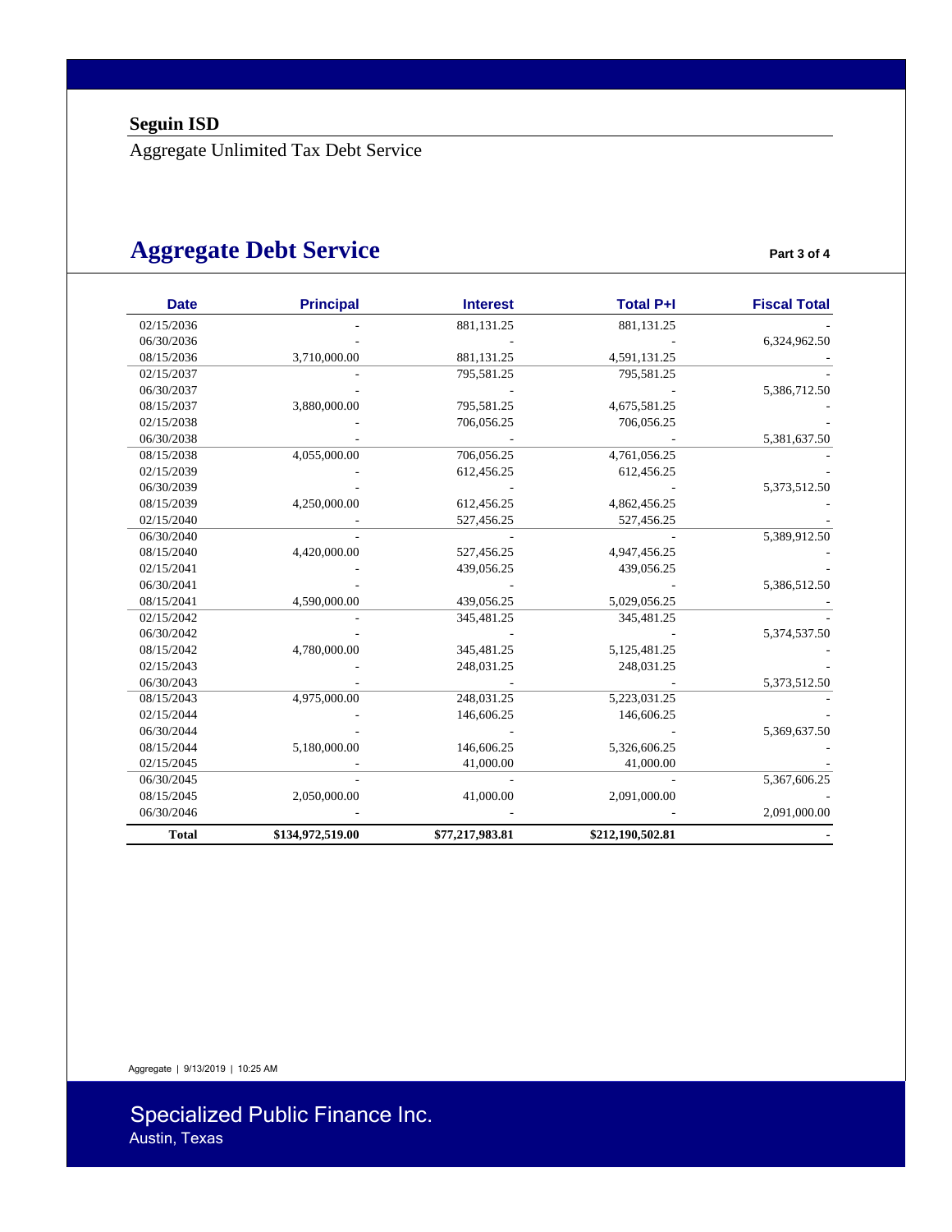**Seguin ISD**

Aggregate Unlimited Tax Debt Service

## Aggregate Debt Service

Part 3 of 4

| Date | Principal | Interest | Total P+I | Fiscal Total |
|---|---|---|---|---|
| 02/15/2036 | - | 881,131.25 | 881,131.25 | - |
| 06/30/2036 | - | - | - | 6,324,962.50 |
| 08/15/2036 | 3,710,000.00 | 881,131.25 | 4,591,131.25 | - |
| 02/15/2037 | - | 795,581.25 | 795,581.25 | - |
| 06/30/2037 | - | - | - | 5,386,712.50 |
| 08/15/2037 | 3,880,000.00 | 795,581.25 | 4,675,581.25 | - |
| 02/15/2038 | - | 706,056.25 | 706,056.25 | - |
| 06/30/2038 | - | - | - | 5,381,637.50 |
| 08/15/2038 | 4,055,000.00 | 706,056.25 | 4,761,056.25 | - |
| 02/15/2039 | - | 612,456.25 | 612,456.25 | - |
| 06/30/2039 | - | - | - | 5,373,512.50 |
| 08/15/2039 | 4,250,000.00 | 612,456.25 | 4,862,456.25 | - |
| 02/15/2040 | - | 527,456.25 | 527,456.25 | - |
| 06/30/2040 | - | - | - | 5,389,912.50 |
| 08/15/2040 | 4,420,000.00 | 527,456.25 | 4,947,456.25 | - |
| 02/15/2041 | - | 439,056.25 | 439,056.25 | - |
| 06/30/2041 | - | - | - | 5,386,512.50 |
| 08/15/2041 | 4,590,000.00 | 439,056.25 | 5,029,056.25 | - |
| 02/15/2042 | - | 345,481.25 | 345,481.25 | - |
| 06/30/2042 | - | - | - | 5,374,537.50 |
| 08/15/2042 | 4,780,000.00 | 345,481.25 | 5,125,481.25 | - |
| 02/15/2043 | - | 248,031.25 | 248,031.25 | - |
| 06/30/2043 | - | - | - | 5,373,512.50 |
| 08/15/2043 | 4,975,000.00 | 248,031.25 | 5,223,031.25 | - |
| 02/15/2044 | - | 146,606.25 | 146,606.25 | - |
| 06/30/2044 | - | - | - | 5,369,637.50 |
| 08/15/2044 | 5,180,000.00 | 146,606.25 | 5,326,606.25 | - |
| 02/15/2045 | - | 41,000.00 | 41,000.00 | - |
| 06/30/2045 | - | - | - | 5,367,606.25 |
| 08/15/2045 | 2,050,000.00 | 41,000.00 | 2,091,000.00 | - |
| 06/30/2046 | - | - | - | 2,091,000.00 |
| **Total** | **$134,972,519.00** | **$77,217,983.81** | **$212,190,502.81** | **-** |

Aggregate | 9/13/2019 | 10:25 AM

Specialized Public Finance Inc.
Austin, Texas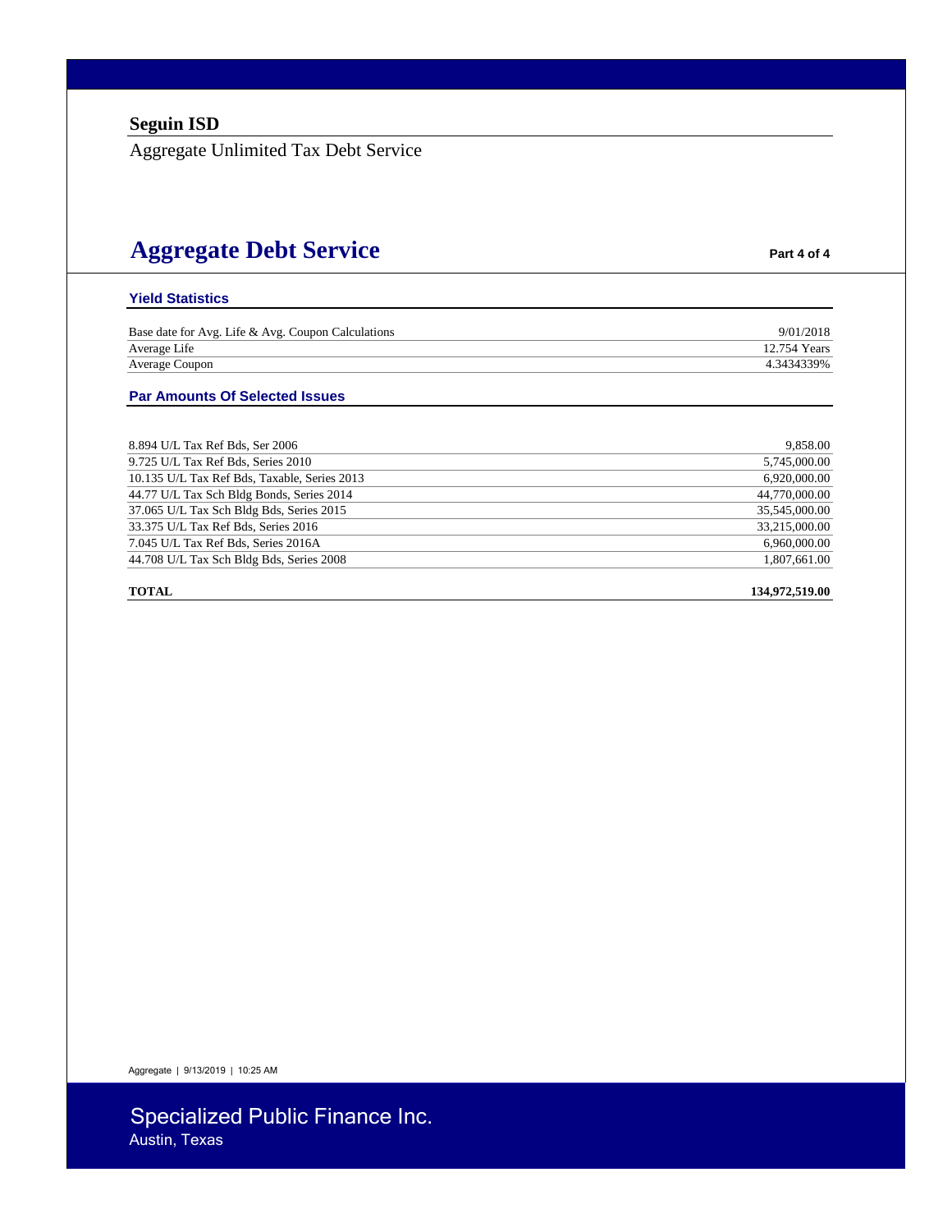**Seguin ISD**

Aggregate Unlimited Tax Debt Service

# Aggregate Debt Service

Part 4 of 4

### Yield Statistics

| | |
|---|---|
| Base date for Avg. Life & Avg. Coupon Calculations | 9/01/2018 |
| Average Life | 12.754 Years |
| Average Coupon | 4.3434339% |

### Par Amounts Of Selected Issues

| | |
|---|---|
| 8.894 U/L Tax Ref Bds, Ser 2006 | 9,858.00 |
| 9.725 U/L Tax Ref Bds, Series 2010 | 5,745,000.00 |
| 10.135 U/L Tax Ref Bds, Taxable, Series 2013 | 6,920,000.00 |
| 44.77 U/L Tax Sch Bldg Bonds, Series 2014 | 44,770,000.00 |
| 37.065 U/L Tax Sch Bldg Bds, Series 2015 | 35,545,000.00 |
| 33.375 U/L Tax Ref Bds, Series 2016 | 33,215,000.00 |
| 7.045 U/L Tax Ref Bds, Series 2016A | 6,960,000.00 |
| 44.708 U/L Tax Sch Bldg Bds, Series 2008 | 1,807,661.00 |
| **TOTAL** | **134,972,519.00** |

Aggregate | 9/13/2019 | 10:25 AM

Specialized Public Finance Inc.
Austin, Texas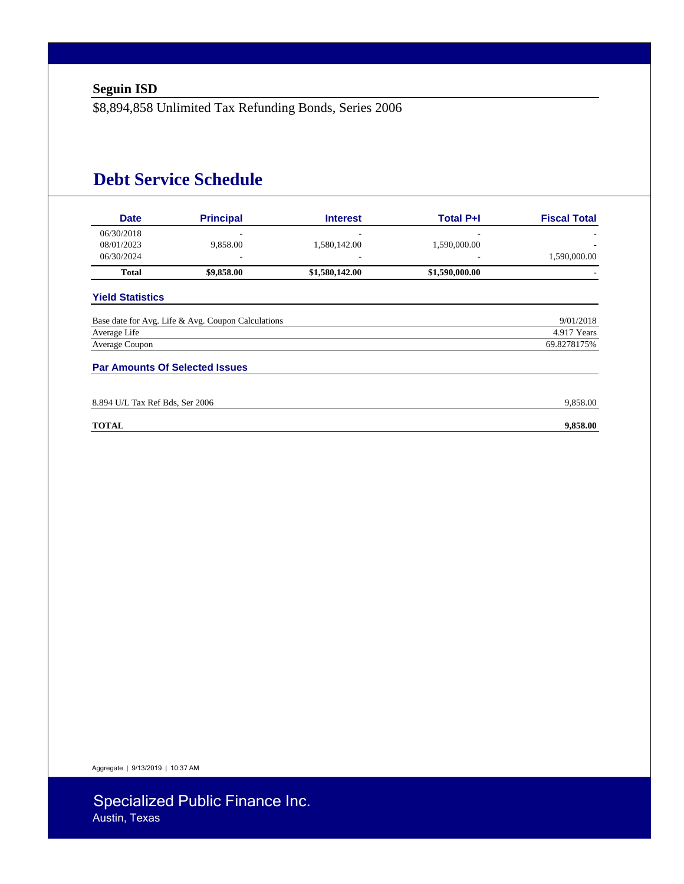**Seguin ISD**

$8,894,858 Unlimited Tax Refunding Bonds, Series 2006

# Debt Service Schedule

| Date | Principal | Interest | Total P+I | Fiscal Total |
|---|---|---|---|---|
| 06/30/2018 | - | - | - | - |
| 08/01/2023 | 9,858.00 | 1,580,142.00 | 1,590,000.00 | - |
| 06/30/2024 | - | - | - | 1,590,000.00 |
| **Total** | **$9,858.00** | **$1,580,142.00** | **$1,590,000.00** | **-** |

## Yield Statistics

| | |
|---|---|
| Base date for Avg. Life & Avg. Coupon Calculations | 9/01/2018 |
| Average Life | 4.917 Years |
| Average Coupon | 69.8278175% |

## Par Amounts Of Selected Issues

| | |
|---|---|
| 8.894 U/L Tax Ref Bds, Ser 2006 | 9,858.00 |
| **TOTAL** | **9,858.00** |

Aggregate | 9/13/2019 | 10:37 AM

Specialized Public Finance Inc.
Austin, Texas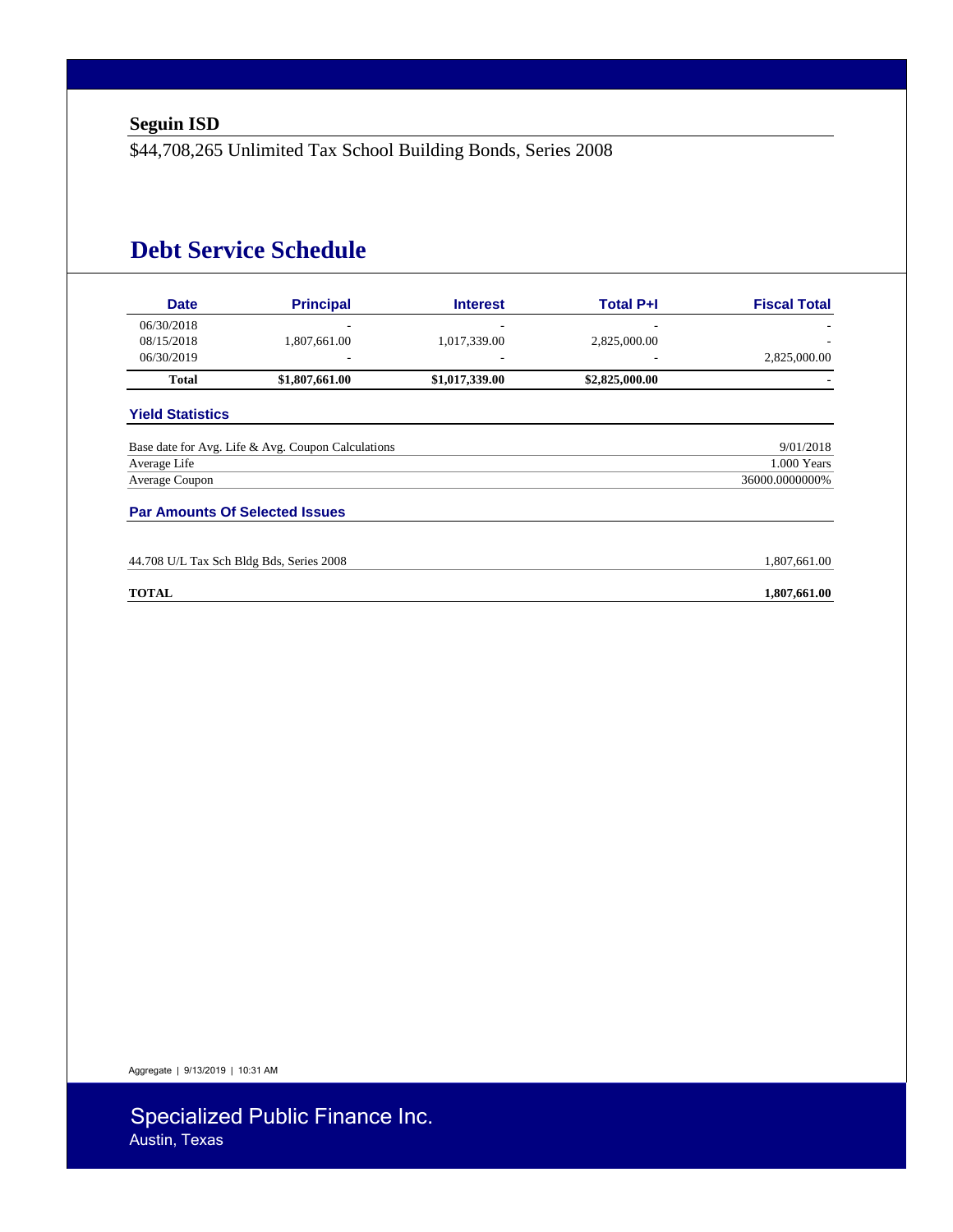**Seguin ISD**

$44,708,265 Unlimited Tax School Building Bonds, Series 2008

# Debt Service Schedule

| Date | Principal | Interest | Total P+I | Fiscal Total |
|---|---|---|---|---|
| 06/30/2018 | - | - | - | - |
| 08/15/2018 | 1,807,661.00 | 1,017,339.00 | 2,825,000.00 | - |
| 06/30/2019 | - | - | - | 2,825,000.00 |
| **Total** | **$1,807,661.00** | **$1,017,339.00** | **$2,825,000.00** | **-** |

### Yield Statistics

| | |
|---|---|
| Base date for Avg. Life & Avg. Coupon Calculations | 9/01/2018 |
| Average Life | 1.000 Years |
| Average Coupon | 36000.0000000% |

### Par Amounts Of Selected Issues

| | |
|---|---|
| 44.708 U/L Tax Sch Bldg Bds, Series 2008 | 1,807,661.00 |
| **TOTAL** | **1,807,661.00** |

Aggregate | 9/13/2019 | 10:31 AM

Specialized Public Finance Inc.
Austin, Texas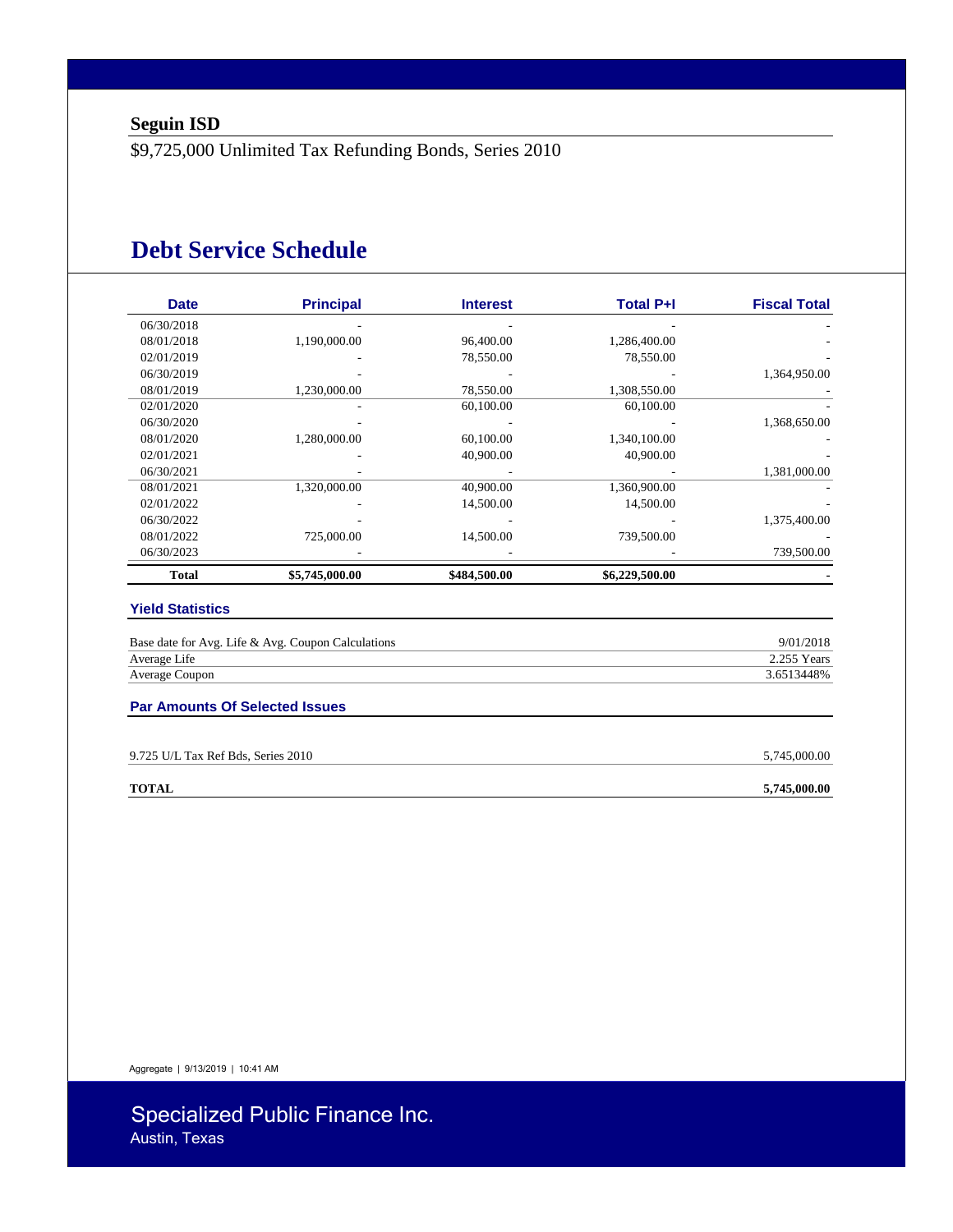**Seguin ISD**

$9,725,000 Unlimited Tax Refunding Bonds, Series 2010

## Debt Service Schedule

| Date | Principal | Interest | Total P+I | Fiscal Total |
|---|---|---|---|---|
| 06/30/2018 | - | - | - | - |
| 08/01/2018 | 1,190,000.00 | 96,400.00 | 1,286,400.00 | - |
| 02/01/2019 | - | 78,550.00 | 78,550.00 | - |
| 06/30/2019 | - | - | - | 1,364,950.00 |
| 08/01/2019 | 1,230,000.00 | 78,550.00 | 1,308,550.00 | - |
| 02/01/2020 | - | 60,100.00 | 60,100.00 | - |
| 06/30/2020 | - | - | - | 1,368,650.00 |
| 08/01/2020 | 1,280,000.00 | 60,100.00 | 1,340,100.00 | - |
| 02/01/2021 | - | 40,900.00 | 40,900.00 | - |
| 06/30/2021 | - | - | - | 1,381,000.00 |
| 08/01/2021 | 1,320,000.00 | 40,900.00 | 1,360,900.00 | - |
| 02/01/2022 | - | 14,500.00 | 14,500.00 | - |
| 06/30/2022 | - | - | - | 1,375,400.00 |
| 08/01/2022 | 725,000.00 | 14,500.00 | 739,500.00 | - |
| 06/30/2023 | - | - | - | 739,500.00 |
| **Total** | **$5,745,000.00** | **$484,500.00** | **$6,229,500.00** | **-** |

### Yield Statistics

| | |
|---|---|
| Base date for Avg. Life & Avg. Coupon Calculations | 9/01/2018 |
| Average Life | 2.255 Years |
| Average Coupon | 3.6513448% |

### Par Amounts Of Selected Issues

| | |
|---|---|
| 9.725 U/L Tax Ref Bds, Series 2010 | 5,745,000.00 |
| **TOTAL** | **5,745,000.00** |

Aggregate | 9/13/2019 | 10:41 AM

Specialized Public Finance Inc.
Austin, Texas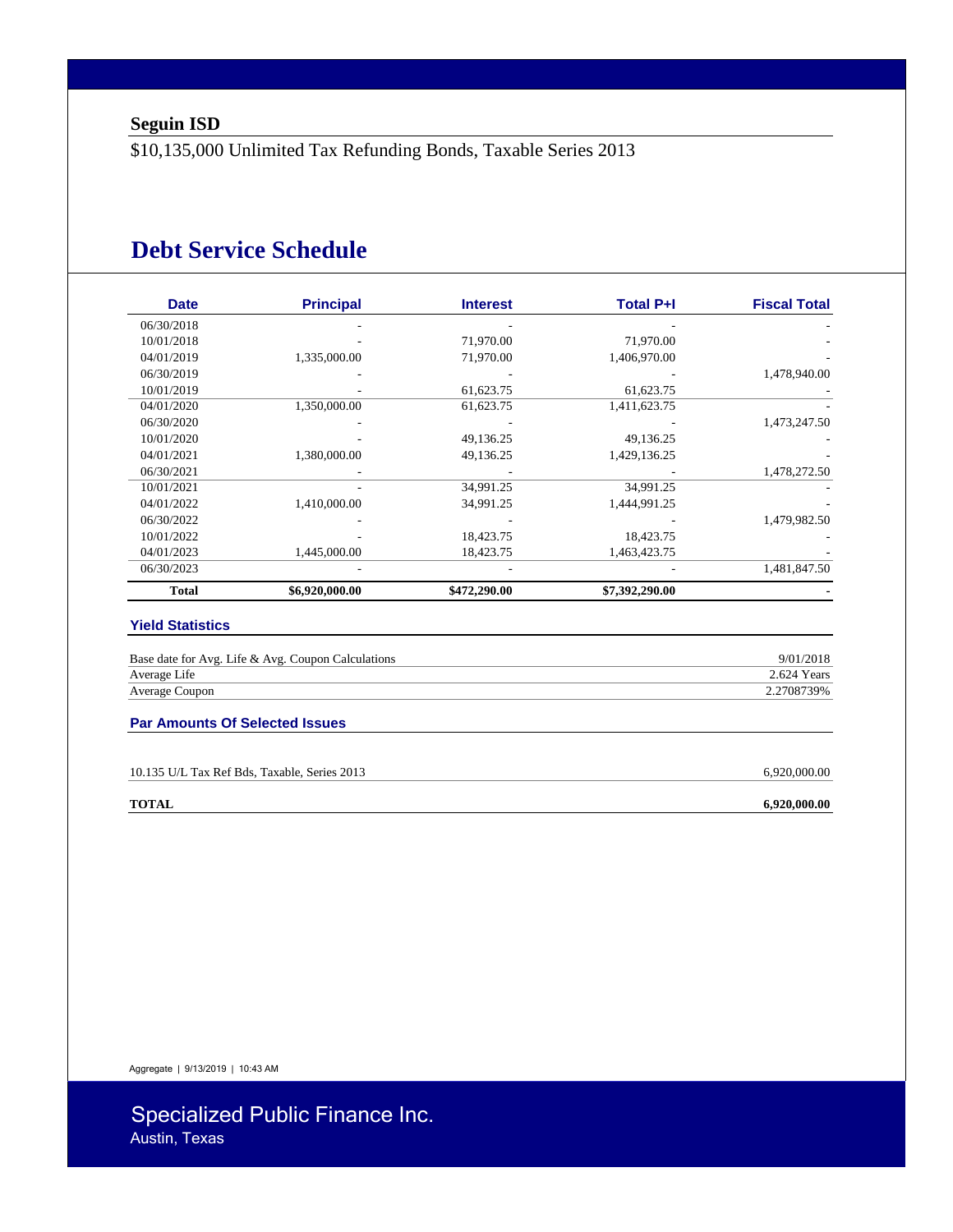**Seguin ISD**

$10,135,000 Unlimited Tax Refunding Bonds, Taxable Series 2013

# Debt Service Schedule

| Date | Principal | Interest | Total P+I | Fiscal Total |
|---|---|---|---|---|
| 06/30/2018 | - | - | - | - |
| 10/01/2018 | - | 71,970.00 | 71,970.00 | - |
| 04/01/2019 | 1,335,000.00 | 71,970.00 | 1,406,970.00 | - |
| 06/30/2019 | - | - | - | 1,478,940.00 |
| 10/01/2019 | - | 61,623.75 | 61,623.75 | - |
| 04/01/2020 | 1,350,000.00 | 61,623.75 | 1,411,623.75 | - |
| 06/30/2020 | - | - | - | 1,473,247.50 |
| 10/01/2020 | - | 49,136.25 | 49,136.25 | - |
| 04/01/2021 | 1,380,000.00 | 49,136.25 | 1,429,136.25 | - |
| 06/30/2021 | - | - | - | 1,478,272.50 |
| 10/01/2021 | - | 34,991.25 | 34,991.25 | - |
| 04/01/2022 | 1,410,000.00 | 34,991.25 | 1,444,991.25 | - |
| 06/30/2022 | - | - | - | 1,479,982.50 |
| 10/01/2022 | - | 18,423.75 | 18,423.75 | - |
| 04/01/2023 | 1,445,000.00 | 18,423.75 | 1,463,423.75 | - |
| 06/30/2023 | - | - | - | 1,481,847.50 |
| **Total** | **$6,920,000.00** | **$472,290.00** | **$7,392,290.00** | **-** |

### Yield Statistics

| | |
|---|---|
| Base date for Avg. Life & Avg. Coupon Calculations | 9/01/2018 |
| Average Life | 2.624 Years |
| Average Coupon | 2.2708739% |

### Par Amounts Of Selected Issues

| | |
|---|---|
| 10.135 U/L Tax Ref Bds, Taxable, Series 2013 | 6,920,000.00 |
| **TOTAL** | **6,920,000.00** |

Aggregate | 9/13/2019 | 10:43 AM

Specialized Public Finance Inc.
Austin, Texas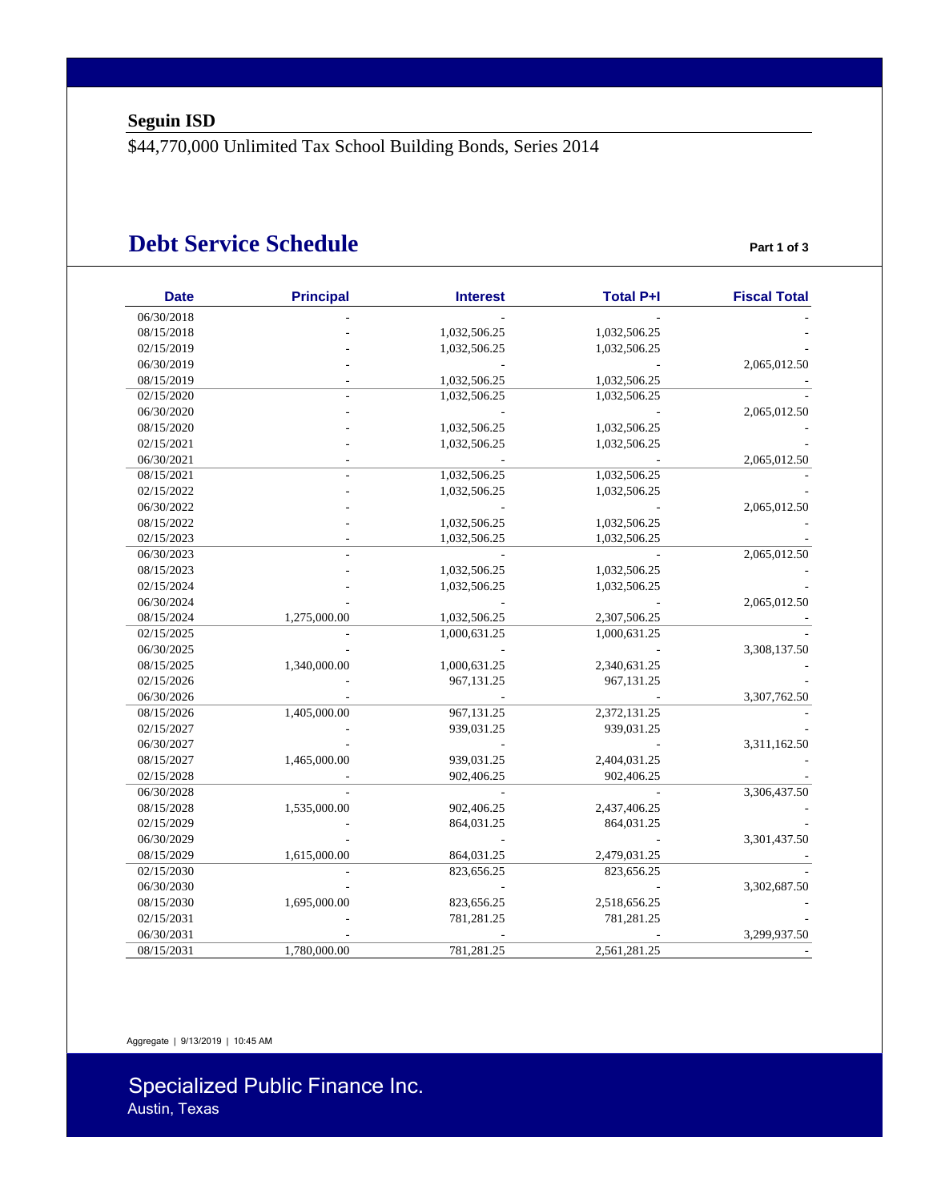## Seguin ISD

$44,770,000 Unlimited Tax School Building Bonds, Series 2014

# Debt Service Schedule

Part 1 of 3

| Date | Principal | Interest | Total P+I | Fiscal Total |
|---|---|---|---|---|
| 06/30/2018 | - | - | - | - |
| 08/15/2018 | - | 1,032,506.25 | 1,032,506.25 | - |
| 02/15/2019 | - | 1,032,506.25 | 1,032,506.25 | - |
| 06/30/2019 | - | - | - | 2,065,012.50 |
| 08/15/2019 | - | 1,032,506.25 | 1,032,506.25 | - |
| 02/15/2020 | - | 1,032,506.25 | 1,032,506.25 | - |
| 06/30/2020 | - | - | - | 2,065,012.50 |
| 08/15/2020 | - | 1,032,506.25 | 1,032,506.25 | - |
| 02/15/2021 | - | 1,032,506.25 | 1,032,506.25 | - |
| 06/30/2021 | - | - | - | 2,065,012.50 |
| 08/15/2021 | - | 1,032,506.25 | 1,032,506.25 | - |
| 02/15/2022 | - | 1,032,506.25 | 1,032,506.25 | - |
| 06/30/2022 | - | - | - | 2,065,012.50 |
| 08/15/2022 | - | 1,032,506.25 | 1,032,506.25 | - |
| 02/15/2023 | - | 1,032,506.25 | 1,032,506.25 | - |
| 06/30/2023 | - | - | - | 2,065,012.50 |
| 08/15/2023 | - | 1,032,506.25 | 1,032,506.25 | - |
| 02/15/2024 | - | 1,032,506.25 | 1,032,506.25 | - |
| 06/30/2024 | - | - | - | 2,065,012.50 |
| 08/15/2024 | 1,275,000.00 | 1,032,506.25 | 2,307,506.25 | - |
| 02/15/2025 | - | 1,000,631.25 | 1,000,631.25 | - |
| 06/30/2025 | - | - | - | 3,308,137.50 |
| 08/15/2025 | 1,340,000.00 | 1,000,631.25 | 2,340,631.25 | - |
| 02/15/2026 | - | 967,131.25 | 967,131.25 | - |
| 06/30/2026 | - | - | - | 3,307,762.50 |
| 08/15/2026 | 1,405,000.00 | 967,131.25 | 2,372,131.25 | - |
| 02/15/2027 | - | 939,031.25 | 939,031.25 | - |
| 06/30/2027 | - | - | - | 3,311,162.50 |
| 08/15/2027 | 1,465,000.00 | 939,031.25 | 2,404,031.25 | - |
| 02/15/2028 | - | 902,406.25 | 902,406.25 | - |
| 06/30/2028 | - | - | - | 3,306,437.50 |
| 08/15/2028 | 1,535,000.00 | 902,406.25 | 2,437,406.25 | - |
| 02/15/2029 | - | 864,031.25 | 864,031.25 | - |
| 06/30/2029 | - | - | - | 3,301,437.50 |
| 08/15/2029 | 1,615,000.00 | 864,031.25 | 2,479,031.25 | - |
| 02/15/2030 | - | 823,656.25 | 823,656.25 | - |
| 06/30/2030 | - | - | - | 3,302,687.50 |
| 08/15/2030 | 1,695,000.00 | 823,656.25 | 2,518,656.25 | - |
| 02/15/2031 | - | 781,281.25 | 781,281.25 | - |
| 06/30/2031 | - | - | - | 3,299,937.50 |
| 08/15/2031 | 1,780,000.00 | 781,281.25 | 2,561,281.25 | - |

Aggregate | 9/13/2019 | 10:45 AM

Specialized Public Finance Inc.
Austin, Texas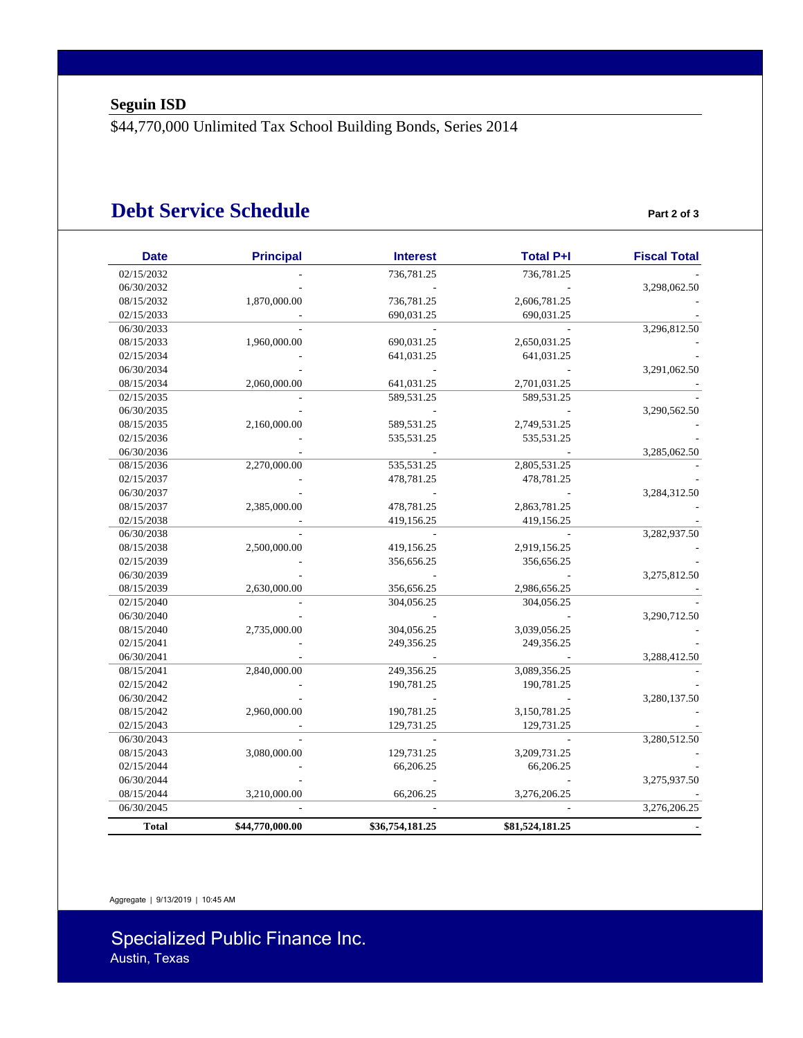**Seguin ISD**

$44,770,000 Unlimited Tax School Building Bonds, Series 2014

# Debt Service Schedule

**Part 2 of 3**

| Date | Principal | Interest | Total P+I | Fiscal Total |
|---|---|---|---|---|
| 02/15/2032 | - | 736,781.25 | 736,781.25 | - |
| 06/30/2032 | - | - | - | 3,298,062.50 |
| 08/15/2032 | 1,870,000.00 | 736,781.25 | 2,606,781.25 | - |
| 02/15/2033 | - | 690,031.25 | 690,031.25 | - |
| 06/30/2033 | - | - | - | 3,296,812.50 |
| 08/15/2033 | 1,960,000.00 | 690,031.25 | 2,650,031.25 | - |
| 02/15/2034 | - | 641,031.25 | 641,031.25 | - |
| 06/30/2034 | - | - | - | 3,291,062.50 |
| 08/15/2034 | 2,060,000.00 | 641,031.25 | 2,701,031.25 | - |
| 02/15/2035 | - | 589,531.25 | 589,531.25 | - |
| 06/30/2035 | - | - | - | 3,290,562.50 |
| 08/15/2035 | 2,160,000.00 | 589,531.25 | 2,749,531.25 | - |
| 02/15/2036 | - | 535,531.25 | 535,531.25 | - |
| 06/30/2036 | - | - | - | 3,285,062.50 |
| 08/15/2036 | 2,270,000.00 | 535,531.25 | 2,805,531.25 | - |
| 02/15/2037 | - | 478,781.25 | 478,781.25 | - |
| 06/30/2037 | - | - | - | 3,284,312.50 |
| 08/15/2037 | 2,385,000.00 | 478,781.25 | 2,863,781.25 | - |
| 02/15/2038 | - | 419,156.25 | 419,156.25 | - |
| 06/30/2038 | - | - | - | 3,282,937.50 |
| 08/15/2038 | 2,500,000.00 | 419,156.25 | 2,919,156.25 | - |
| 02/15/2039 | - | 356,656.25 | 356,656.25 | - |
| 06/30/2039 | - | - | - | 3,275,812.50 |
| 08/15/2039 | 2,630,000.00 | 356,656.25 | 2,986,656.25 | - |
| 02/15/2040 | - | 304,056.25 | 304,056.25 | - |
| 06/30/2040 | - | - | - | 3,290,712.50 |
| 08/15/2040 | 2,735,000.00 | 304,056.25 | 3,039,056.25 | - |
| 02/15/2041 | - | 249,356.25 | 249,356.25 | - |
| 06/30/2041 | - | - | - | 3,288,412.50 |
| 08/15/2041 | 2,840,000.00 | 249,356.25 | 3,089,356.25 | - |
| 02/15/2042 | - | 190,781.25 | 190,781.25 | - |
| 06/30/2042 | - | - | - | 3,280,137.50 |
| 08/15/2042 | 2,960,000.00 | 190,781.25 | 3,150,781.25 | - |
| 02/15/2043 | - | 129,731.25 | 129,731.25 | - |
| 06/30/2043 | - | - | - | 3,280,512.50 |
| 08/15/2043 | 3,080,000.00 | 129,731.25 | 3,209,731.25 | - |
| 02/15/2044 | - | 66,206.25 | 66,206.25 | - |
| 06/30/2044 | - | - | - | 3,275,937.50 |
| 08/15/2044 | 3,210,000.00 | 66,206.25 | 3,276,206.25 | - |
| 06/30/2045 | - | - | - | 3,276,206.25 |
| **Total** | **$44,770,000.00** | **$36,754,181.25** | **$81,524,181.25** | **-** |

Aggregate | 9/13/2019 | 10:45 AM

Specialized Public Finance Inc.
Austin, Texas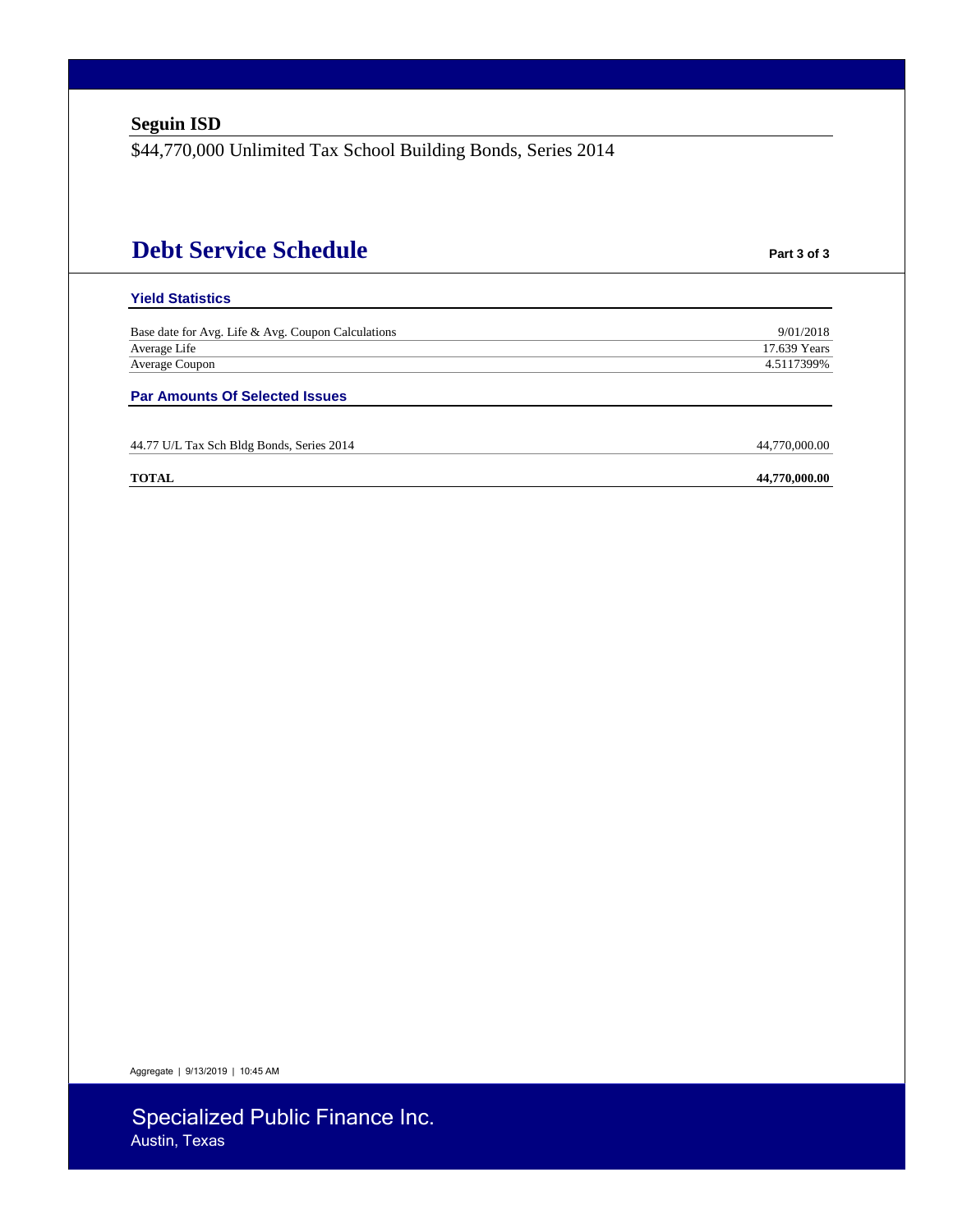**Seguin ISD**

$44,770,000 Unlimited Tax School Building Bonds, Series 2014

# Debt Service Schedule

**Part 3 of 3**

### Yield Statistics

| | |
|---|---:|
| Base date for Avg. Life & Avg. Coupon Calculations | 9/01/2018 |
| Average Life | 17.639 Years |
| Average Coupon | 4.5117399% |

### Par Amounts Of Selected Issues

| | |
|---|---:|
| 44.77 U/L Tax Sch Bldg Bonds, Series 2014 | 44,770,000.00 |
| **TOTAL** | **44,770,000.00** |

Aggregate | 9/13/2019 | 10:45 AM

Specialized Public Finance Inc.
Austin, Texas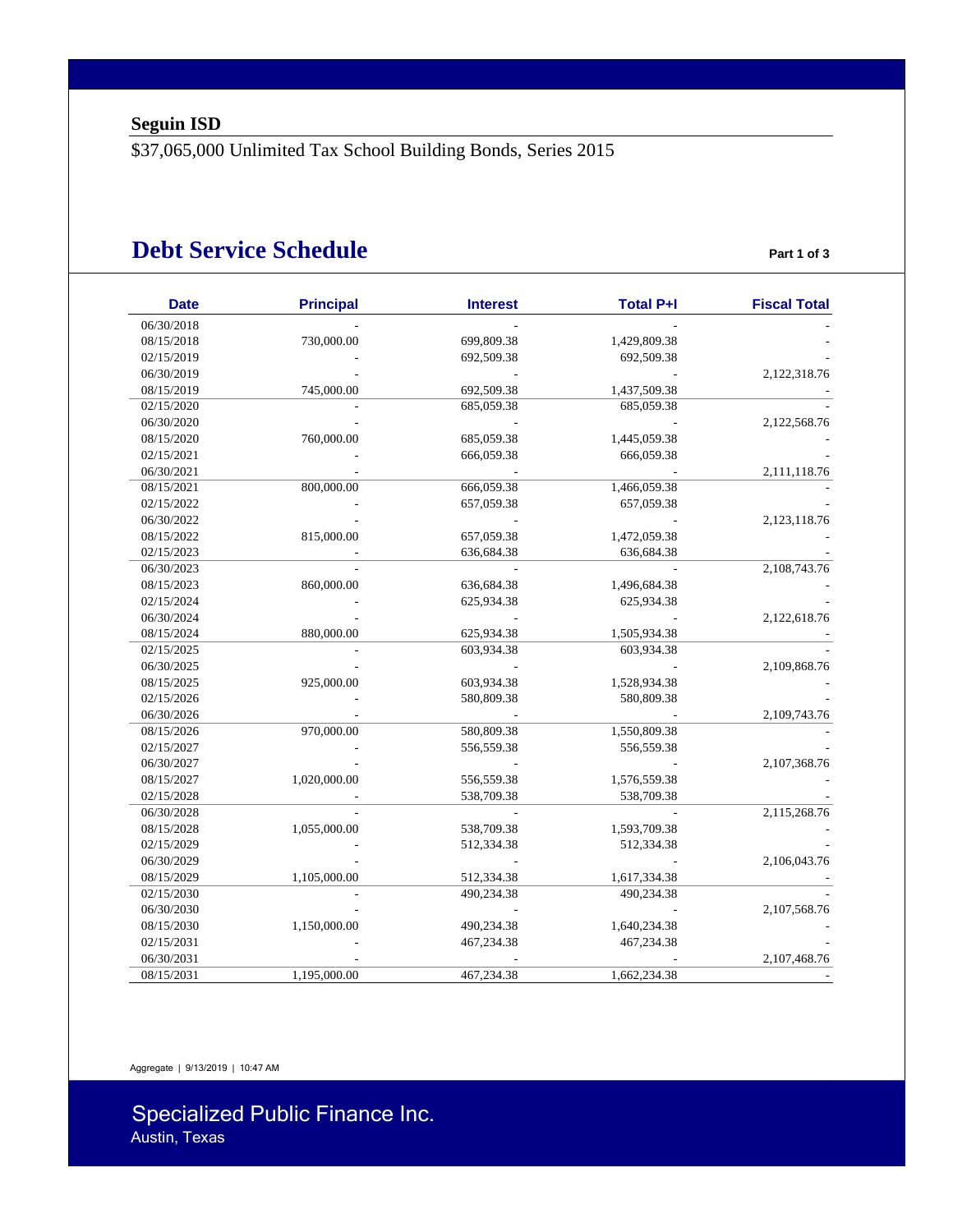**Seguin ISD**

$37,065,000 Unlimited Tax School Building Bonds, Series 2015

## Debt Service Schedule

**Part 1 of 3**

| Date | Principal | Interest | Total P+I | Fiscal Total |
|---|---|---|---|---|
| 06/30/2018 | - | - | - | - |
| 08/15/2018 | 730,000.00 | 699,809.38 | 1,429,809.38 | - |
| 02/15/2019 | - | 692,509.38 | 692,509.38 | - |
| 06/30/2019 | - | - | - | 2,122,318.76 |
| 08/15/2019 | 745,000.00 | 692,509.38 | 1,437,509.38 | - |
| 02/15/2020 | - | 685,059.38 | 685,059.38 | - |
| 06/30/2020 | - | - | - | 2,122,568.76 |
| 08/15/2020 | 760,000.00 | 685,059.38 | 1,445,059.38 | - |
| 02/15/2021 | - | 666,059.38 | 666,059.38 | - |
| 06/30/2021 | - | - | - | 2,111,118.76 |
| 08/15/2021 | 800,000.00 | 666,059.38 | 1,466,059.38 | - |
| 02/15/2022 | - | 657,059.38 | 657,059.38 | - |
| 06/30/2022 | - | - | - | 2,123,118.76 |
| 08/15/2022 | 815,000.00 | 657,059.38 | 1,472,059.38 | - |
| 02/15/2023 | - | 636,684.38 | 636,684.38 | - |
| 06/30/2023 | - | - | - | 2,108,743.76 |
| 08/15/2023 | 860,000.00 | 636,684.38 | 1,496,684.38 | - |
| 02/15/2024 | - | 625,934.38 | 625,934.38 | - |
| 06/30/2024 | - | - | - | 2,122,618.76 |
| 08/15/2024 | 880,000.00 | 625,934.38 | 1,505,934.38 | - |
| 02/15/2025 | - | 603,934.38 | 603,934.38 | - |
| 06/30/2025 | - | - | - | 2,109,868.76 |
| 08/15/2025 | 925,000.00 | 603,934.38 | 1,528,934.38 | - |
| 02/15/2026 | - | 580,809.38 | 580,809.38 | - |
| 06/30/2026 | - | - | - | 2,109,743.76 |
| 08/15/2026 | 970,000.00 | 580,809.38 | 1,550,809.38 | - |
| 02/15/2027 | - | 556,559.38 | 556,559.38 | - |
| 06/30/2027 | - | - | - | 2,107,368.76 |
| 08/15/2027 | 1,020,000.00 | 556,559.38 | 1,576,559.38 | - |
| 02/15/2028 | - | 538,709.38 | 538,709.38 | - |
| 06/30/2028 | - | - | - | 2,115,268.76 |
| 08/15/2028 | 1,055,000.00 | 538,709.38 | 1,593,709.38 | - |
| 02/15/2029 | - | 512,334.38 | 512,334.38 | - |
| 06/30/2029 | - | - | - | 2,106,043.76 |
| 08/15/2029 | 1,105,000.00 | 512,334.38 | 1,617,334.38 | - |
| 02/15/2030 | - | 490,234.38 | 490,234.38 | - |
| 06/30/2030 | - | - | - | 2,107,568.76 |
| 08/15/2030 | 1,150,000.00 | 490,234.38 | 1,640,234.38 | - |
| 02/15/2031 | - | 467,234.38 | 467,234.38 | - |
| 06/30/2031 | - | - | - | 2,107,468.76 |
| 08/15/2031 | 1,195,000.00 | 467,234.38 | 1,662,234.38 | - |

Aggregate | 9/13/2019 | 10:47 AM

Specialized Public Finance Inc.
Austin, Texas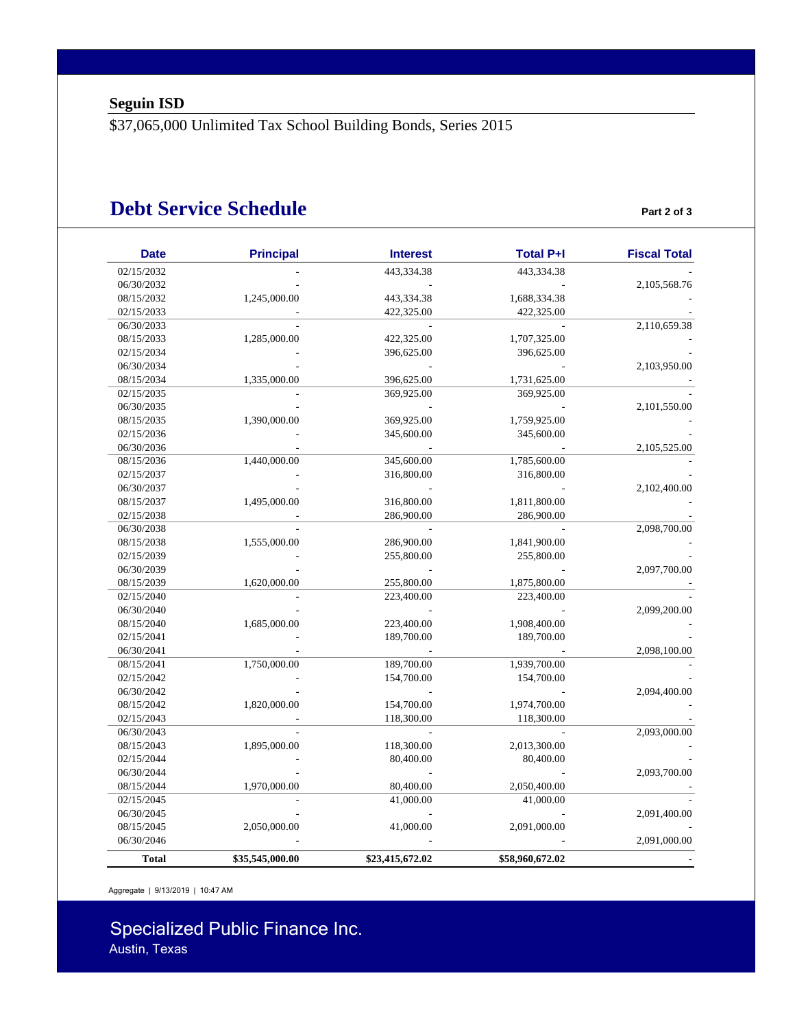**Seguin ISD**

$37,065,000 Unlimited Tax School Building Bonds, Series 2015

## Debt Service Schedule

Part 2 of 3

| Date | Principal | Interest | Total P+I | Fiscal Total |
|---|---|---|---|---|
| 02/15/2032 | - | 443,334.38 | 443,334.38 | - |
| 06/30/2032 | - | - | - | 2,105,568.76 |
| 08/15/2032 | 1,245,000.00 | 443,334.38 | 1,688,334.38 | - |
| 02/15/2033 | - | 422,325.00 | 422,325.00 | - |
| 06/30/2033 | - | - | - | 2,110,659.38 |
| 08/15/2033 | 1,285,000.00 | 422,325.00 | 1,707,325.00 | - |
| 02/15/2034 | - | 396,625.00 | 396,625.00 | - |
| 06/30/2034 | - | - | - | 2,103,950.00 |
| 08/15/2034 | 1,335,000.00 | 396,625.00 | 1,731,625.00 | - |
| 02/15/2035 | - | 369,925.00 | 369,925.00 | - |
| 06/30/2035 | - | - | - | 2,101,550.00 |
| 08/15/2035 | 1,390,000.00 | 369,925.00 | 1,759,925.00 | - |
| 02/15/2036 | - | 345,600.00 | 345,600.00 | - |
| 06/30/2036 | - | - | - | 2,105,525.00 |
| 08/15/2036 | 1,440,000.00 | 345,600.00 | 1,785,600.00 | - |
| 02/15/2037 | - | 316,800.00 | 316,800.00 | - |
| 06/30/2037 | - | - | - | 2,102,400.00 |
| 08/15/2037 | 1,495,000.00 | 316,800.00 | 1,811,800.00 | - |
| 02/15/2038 | - | 286,900.00 | 286,900.00 | - |
| 06/30/2038 | - | - | - | 2,098,700.00 |
| 08/15/2038 | 1,555,000.00 | 286,900.00 | 1,841,900.00 | - |
| 02/15/2039 | - | 255,800.00 | 255,800.00 | - |
| 06/30/2039 | - | - | - | 2,097,700.00 |
| 08/15/2039 | 1,620,000.00 | 255,800.00 | 1,875,800.00 | - |
| 02/15/2040 | - | 223,400.00 | 223,400.00 | - |
| 06/30/2040 | - | - | - | 2,099,200.00 |
| 08/15/2040 | 1,685,000.00 | 223,400.00 | 1,908,400.00 | - |
| 02/15/2041 | - | 189,700.00 | 189,700.00 | - |
| 06/30/2041 | - | - | - | 2,098,100.00 |
| 08/15/2041 | 1,750,000.00 | 189,700.00 | 1,939,700.00 | - |
| 02/15/2042 | - | 154,700.00 | 154,700.00 | - |
| 06/30/2042 | - | - | - | 2,094,400.00 |
| 08/15/2042 | 1,820,000.00 | 154,700.00 | 1,974,700.00 | - |
| 02/15/2043 | - | 118,300.00 | 118,300.00 | - |
| 06/30/2043 | - | - | - | 2,093,000.00 |
| 08/15/2043 | 1,895,000.00 | 118,300.00 | 2,013,300.00 | - |
| 02/15/2044 | - | 80,400.00 | 80,400.00 | - |
| 06/30/2044 | - | - | - | 2,093,700.00 |
| 08/15/2044 | 1,970,000.00 | 80,400.00 | 2,050,400.00 | - |
| 02/15/2045 | - | 41,000.00 | 41,000.00 | - |
| 06/30/2045 | - | - | - | 2,091,400.00 |
| 08/15/2045 | 2,050,000.00 | 41,000.00 | 2,091,000.00 | - |
| 06/30/2046 | - | - | - | 2,091,000.00 |
| **Total** | **$35,545,000.00** | **$23,415,672.02** | **$58,960,672.02** | **-** |

Aggregate | 9/13/2019 | 10:47 AM

Specialized Public Finance Inc.
Austin, Texas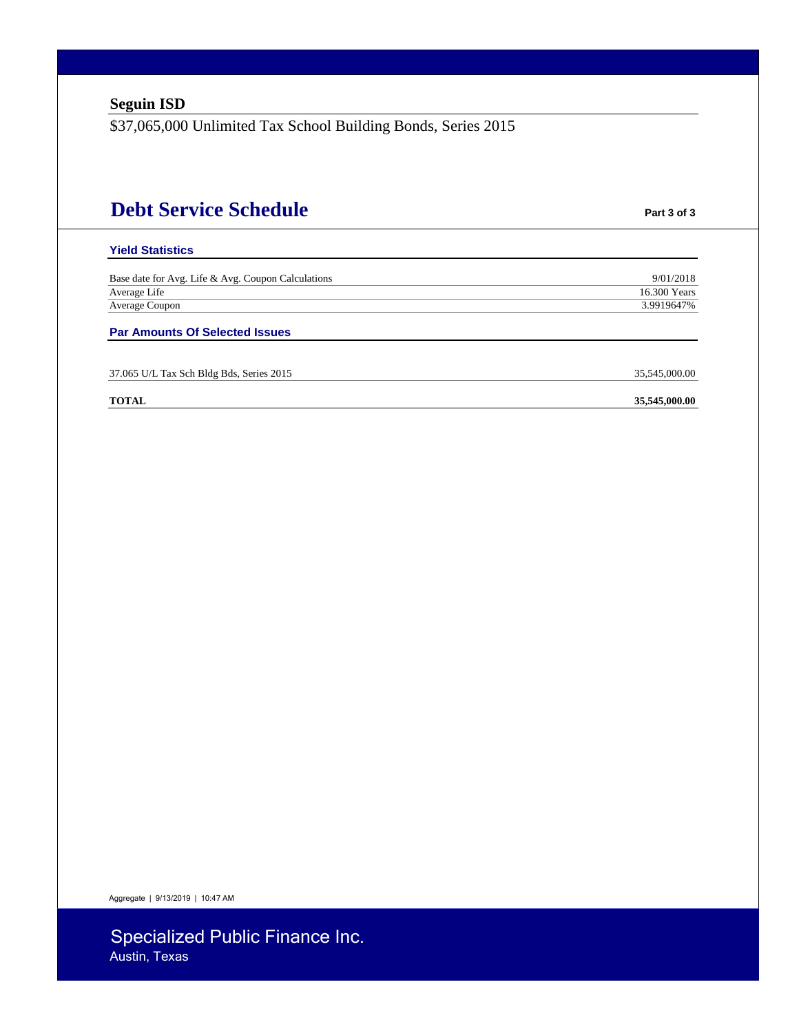**Seguin ISD**

$37,065,000 Unlimited Tax School Building Bonds, Series 2015

# Debt Service Schedule

Part 3 of 3

### Yield Statistics

| | |
|---|---|
| Base date for Avg. Life & Avg. Coupon Calculations | 9/01/2018 |
| Average Life | 16.300 Years |
| Average Coupon | 3.9919647% |

### Par Amounts Of Selected Issues

| | |
|---|---|
| 37.065 U/L Tax Sch Bldg Bds, Series 2015 | 35,545,000.00 |
| **TOTAL** | **35,545,000.00** |

Aggregate | 9/13/2019 | 10:47 AM

Specialized Public Finance Inc.
Austin, Texas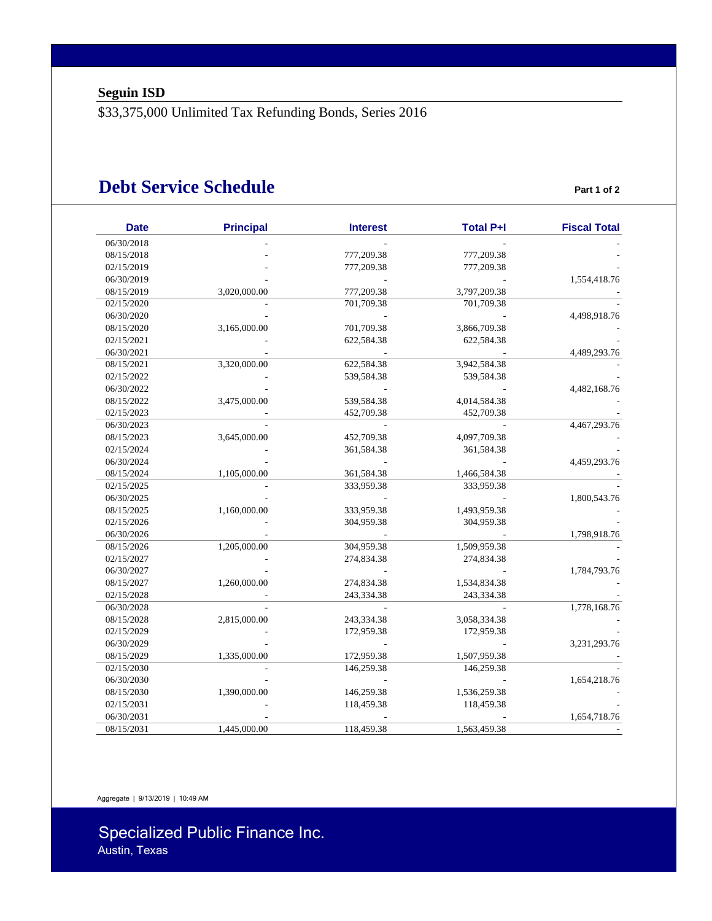**Seguin ISD**

$33,375,000 Unlimited Tax Refunding Bonds, Series 2016

# Debt Service Schedule

**Part 1 of 2**

| Date | Principal | Interest | Total P+I | Fiscal Total |
|---|---|---|---|---|
| 06/30/2018 | - | - | - | - |
| 08/15/2018 | - | 777,209.38 | 777,209.38 | - |
| 02/15/2019 | - | 777,209.38 | 777,209.38 | - |
| 06/30/2019 | - | - | - | 1,554,418.76 |
| 08/15/2019 | 3,020,000.00 | 777,209.38 | 3,797,209.38 | - |
| 02/15/2020 | - | 701,709.38 | 701,709.38 | - |
| 06/30/2020 | - | - | - | 4,498,918.76 |
| 08/15/2020 | 3,165,000.00 | 701,709.38 | 3,866,709.38 | - |
| 02/15/2021 | - | 622,584.38 | 622,584.38 | - |
| 06/30/2021 | - | - | - | 4,489,293.76 |
| 08/15/2021 | 3,320,000.00 | 622,584.38 | 3,942,584.38 | - |
| 02/15/2022 | - | 539,584.38 | 539,584.38 | - |
| 06/30/2022 | - | - | - | 4,482,168.76 |
| 08/15/2022 | 3,475,000.00 | 539,584.38 | 4,014,584.38 | - |
| 02/15/2023 | - | 452,709.38 | 452,709.38 | - |
| 06/30/2023 | - | - | - | 4,467,293.76 |
| 08/15/2023 | 3,645,000.00 | 452,709.38 | 4,097,709.38 | - |
| 02/15/2024 | - | 361,584.38 | 361,584.38 | - |
| 06/30/2024 | - | - | - | 4,459,293.76 |
| 08/15/2024 | 1,105,000.00 | 361,584.38 | 1,466,584.38 | - |
| 02/15/2025 | - | 333,959.38 | 333,959.38 | - |
| 06/30/2025 | - | - | - | 1,800,543.76 |
| 08/15/2025 | 1,160,000.00 | 333,959.38 | 1,493,959.38 | - |
| 02/15/2026 | - | 304,959.38 | 304,959.38 | - |
| 06/30/2026 | - | - | - | 1,798,918.76 |
| 08/15/2026 | 1,205,000.00 | 304,959.38 | 1,509,959.38 | - |
| 02/15/2027 | - | 274,834.38 | 274,834.38 | - |
| 06/30/2027 | - | - | - | 1,784,793.76 |
| 08/15/2027 | 1,260,000.00 | 274,834.38 | 1,534,834.38 | - |
| 02/15/2028 | - | 243,334.38 | 243,334.38 | - |
| 06/30/2028 | - | - | - | 1,778,168.76 |
| 08/15/2028 | 2,815,000.00 | 243,334.38 | 3,058,334.38 | - |
| 02/15/2029 | - | 172,959.38 | 172,959.38 | - |
| 06/30/2029 | - | - | - | 3,231,293.76 |
| 08/15/2029 | 1,335,000.00 | 172,959.38 | 1,507,959.38 | - |
| 02/15/2030 | - | 146,259.38 | 146,259.38 | - |
| 06/30/2030 | - | - | - | 1,654,218.76 |
| 08/15/2030 | 1,390,000.00 | 146,259.38 | 1,536,259.38 | - |
| 02/15/2031 | - | 118,459.38 | 118,459.38 | - |
| 06/30/2031 | - | - | - | 1,654,718.76 |
| 08/15/2031 | 1,445,000.00 | 118,459.38 | 1,563,459.38 | - |

Aggregate | 9/13/2019 | 10:49 AM

Specialized Public Finance Inc.
Austin, Texas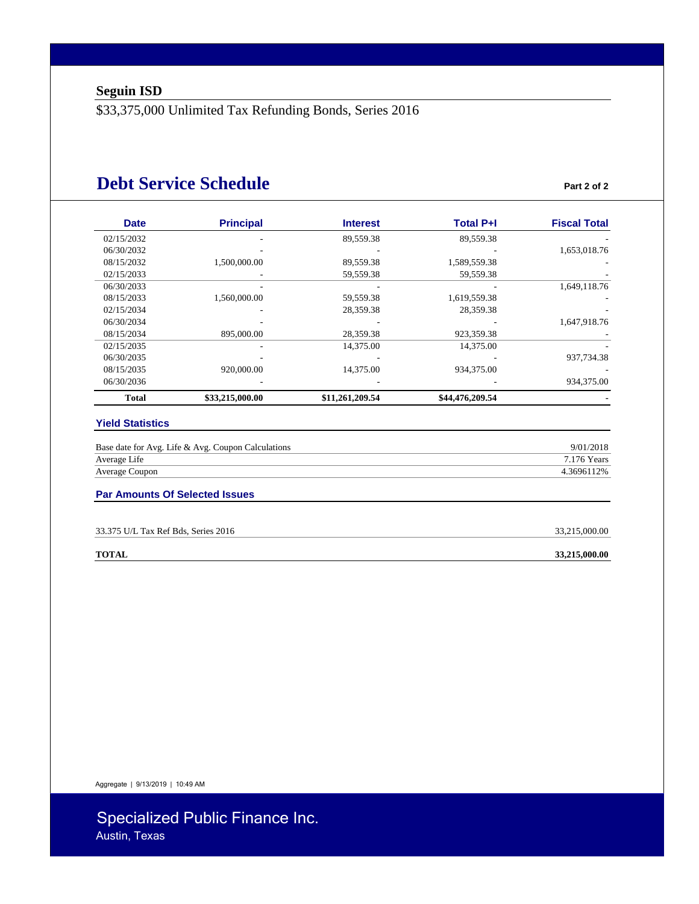**Seguin ISD**

$33,375,000 Unlimited Tax Refunding Bonds, Series 2016

## Debt Service Schedule

Part 2 of 2

| Date | Principal | Interest | Total P+I | Fiscal Total |
|---|---|---|---|---|
| 02/15/2032 | - | 89,559.38 | 89,559.38 | - |
| 06/30/2032 | - | - | - | 1,653,018.76 |
| 08/15/2032 | 1,500,000.00 | 89,559.38 | 1,589,559.38 | - |
| 02/15/2033 | - | 59,559.38 | 59,559.38 | - |
| 06/30/2033 | - | - | - | 1,649,118.76 |
| 08/15/2033 | 1,560,000.00 | 59,559.38 | 1,619,559.38 | - |
| 02/15/2034 | - | 28,359.38 | 28,359.38 | - |
| 06/30/2034 | - | - | - | 1,647,918.76 |
| 08/15/2034 | 895,000.00 | 28,359.38 | 923,359.38 | - |
| 02/15/2035 | - | 14,375.00 | 14,375.00 | - |
| 06/30/2035 | - | - | - | 937,734.38 |
| 08/15/2035 | 920,000.00 | 14,375.00 | 934,375.00 | - |
| 06/30/2036 | - | - | - | 934,375.00 |
| **Total** | **$33,215,000.00** | **$11,261,209.54** | **$44,476,209.54** | - |

### Yield Statistics

| | |
|---|---|
| Base date for Avg. Life & Avg. Coupon Calculations | 9/01/2018 |
| Average Life | 7.176 Years |
| Average Coupon | 4.3696112% |

### Par Amounts Of Selected Issues

| | |
|---|---|
| 33.375 U/L Tax Ref Bds, Series 2016 | 33,215,000.00 |
| **TOTAL** | **33,215,000.00** |

Aggregate | 9/13/2019 | 10:49 AM

Specialized Public Finance Inc.
Austin, Texas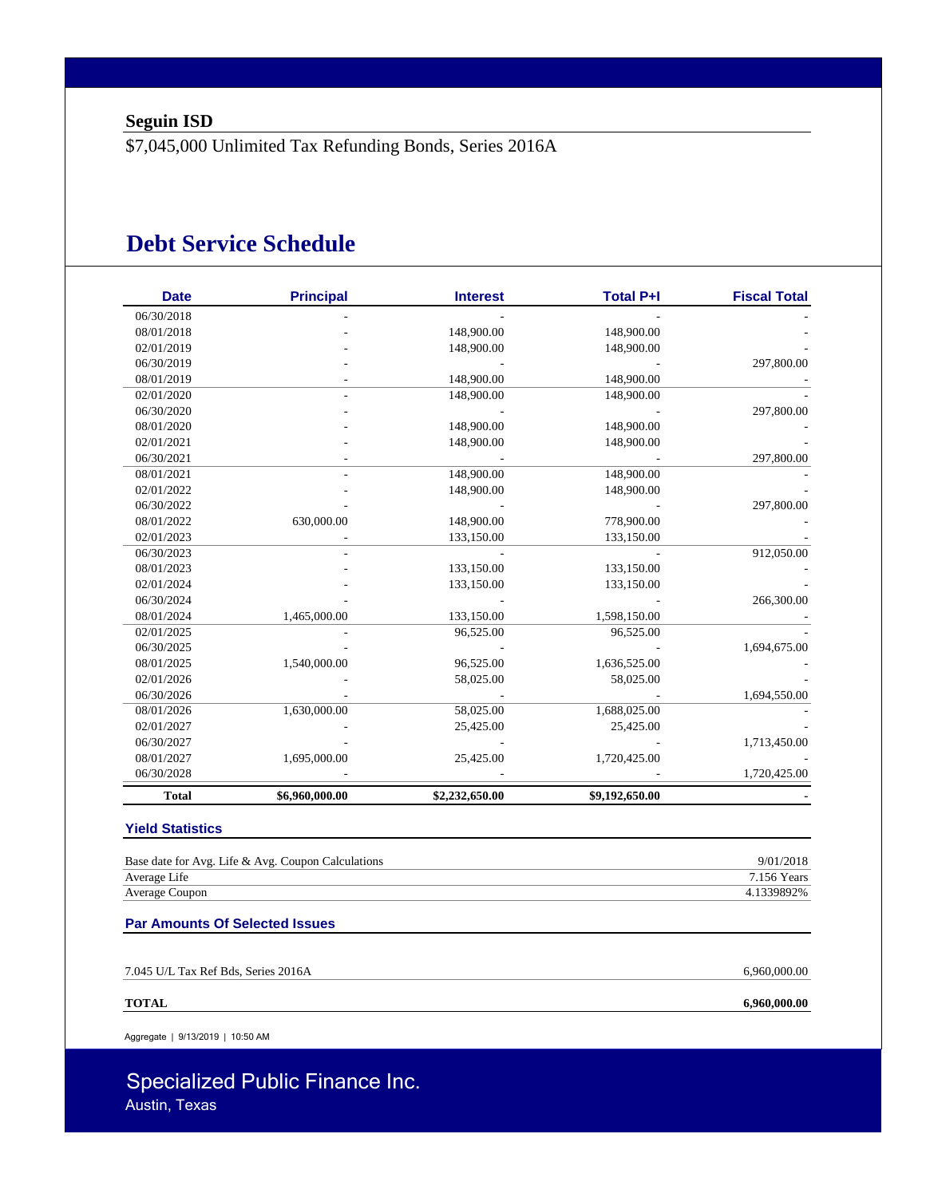**Seguin ISD**

$7,045,000 Unlimited Tax Refunding Bonds, Series 2016A

# Debt Service Schedule

| Date | Principal | Interest | Total P+I | Fiscal Total |
|---|---|---|---|---|
| 06/30/2018 | - | - | - | - |
| 08/01/2018 | - | 148,900.00 | 148,900.00 | - |
| 02/01/2019 | - | 148,900.00 | 148,900.00 | - |
| 06/30/2019 | - | - | - | 297,800.00 |
| 08/01/2019 | - | 148,900.00 | 148,900.00 | - |
| 02/01/2020 | - | 148,900.00 | 148,900.00 | - |
| 06/30/2020 | - | - | - | 297,800.00 |
| 08/01/2020 | - | 148,900.00 | 148,900.00 | - |
| 02/01/2021 | - | 148,900.00 | 148,900.00 | - |
| 06/30/2021 | - | - | - | 297,800.00 |
| 08/01/2021 | - | 148,900.00 | 148,900.00 | - |
| 02/01/2022 | - | 148,900.00 | 148,900.00 | - |
| 06/30/2022 | - | - | - | 297,800.00 |
| 08/01/2022 | 630,000.00 | 148,900.00 | 778,900.00 | - |
| 02/01/2023 | - | 133,150.00 | 133,150.00 | - |
| 06/30/2023 | - | - | - | 912,050.00 |
| 08/01/2023 | - | 133,150.00 | 133,150.00 | - |
| 02/01/2024 | - | 133,150.00 | 133,150.00 | - |
| 06/30/2024 | - | - | - | 266,300.00 |
| 08/01/2024 | 1,465,000.00 | 133,150.00 | 1,598,150.00 | - |
| 02/01/2025 | - | 96,525.00 | 96,525.00 | - |
| 06/30/2025 | - | - | - | 1,694,675.00 |
| 08/01/2025 | 1,540,000.00 | 96,525.00 | 1,636,525.00 | - |
| 02/01/2026 | - | 58,025.00 | 58,025.00 | - |
| 06/30/2026 | - | - | - | 1,694,550.00 |
| 08/01/2026 | 1,630,000.00 | 58,025.00 | 1,688,025.00 | - |
| 02/01/2027 | - | 25,425.00 | 25,425.00 | - |
| 06/30/2027 | - | - | - | 1,713,450.00 |
| 08/01/2027 | 1,695,000.00 | 25,425.00 | 1,720,425.00 | - |
| 06/30/2028 | - | - | - | 1,720,425.00 |
| **Total** | **$6,960,000.00** | **$2,232,650.00** | **$9,192,650.00** | **-** |

### Yield Statistics

| | |
|---|---|
| Base date for Avg. Life & Avg. Coupon Calculations | 9/01/2018 |
| Average Life | 7.156 Years |
| Average Coupon | 4.1339892% |

### Par Amounts Of Selected Issues

| | |
|---|---|
| 7.045 U/L Tax Ref Bds, Series 2016A | 6,960,000.00 |
| **TOTAL** | **6,960,000.00** |

Aggregate | 9/13/2019 | 10:50 AM

Specialized Public Finance Inc.
Austin, Texas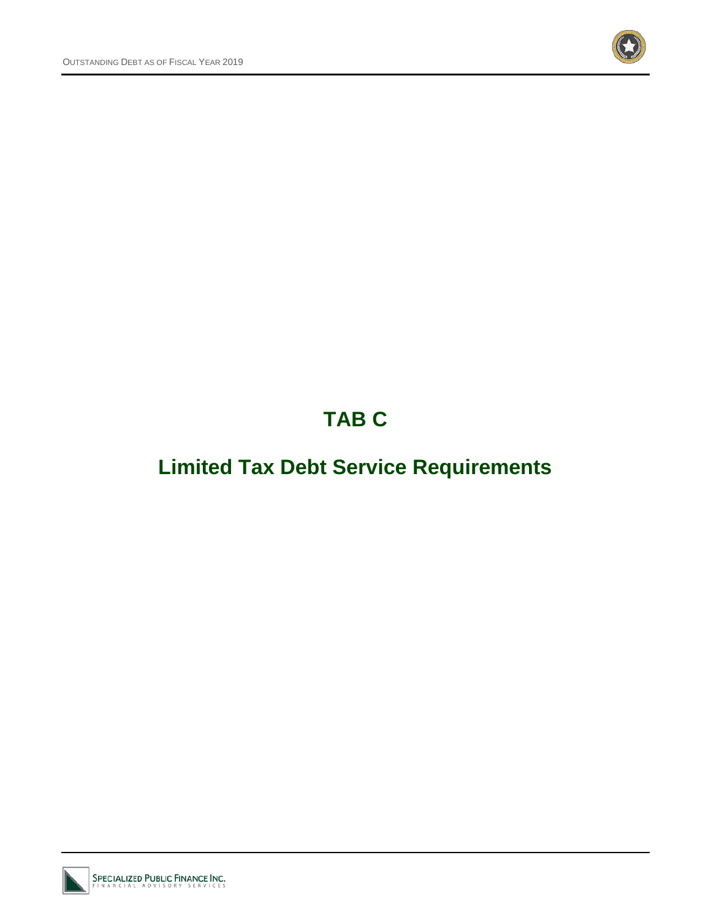# TAB C

## Limited Tax Debt Service Requirements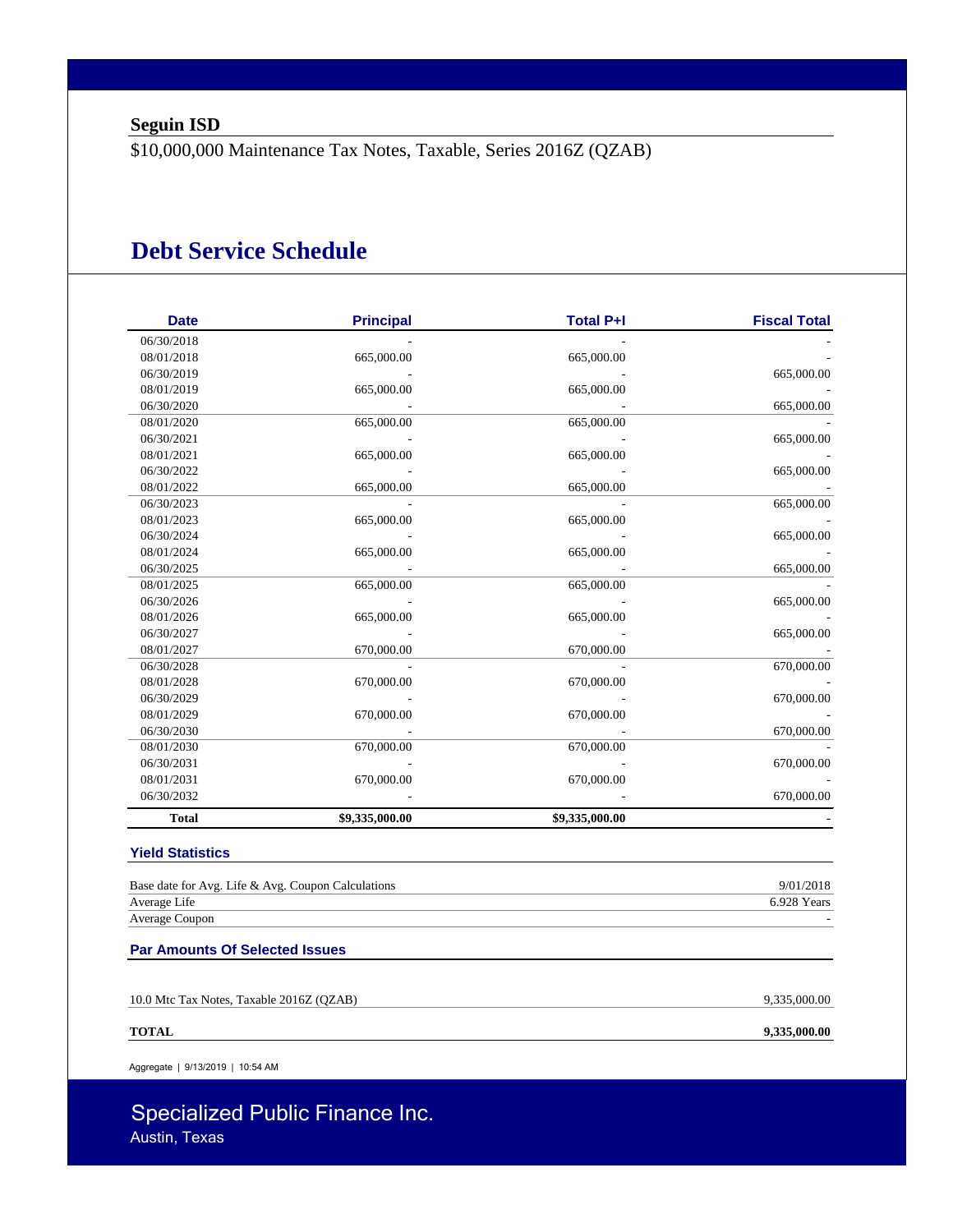**Seguin ISD**

$10,000,000 Maintenance Tax Notes, Taxable, Series 2016Z (QZAB)

# Debt Service Schedule

| Date | Principal | Total P+I | Fiscal Total |
|---|---|---|---|
| 06/30/2018 | - | - | - |
| 08/01/2018 | 665,000.00 | 665,000.00 | - |
| 06/30/2019 | - | - | 665,000.00 |
| 08/01/2019 | 665,000.00 | 665,000.00 | - |
| 06/30/2020 | - | - | 665,000.00 |
| 08/01/2020 | 665,000.00 | 665,000.00 | - |
| 06/30/2021 | - | - | 665,000.00 |
| 08/01/2021 | 665,000.00 | 665,000.00 | - |
| 06/30/2022 | - | - | 665,000.00 |
| 08/01/2022 | 665,000.00 | 665,000.00 | - |
| 06/30/2023 | - | - | 665,000.00 |
| 08/01/2023 | 665,000.00 | 665,000.00 | - |
| 06/30/2024 | - | - | 665,000.00 |
| 08/01/2024 | 665,000.00 | 665,000.00 | - |
| 06/30/2025 | - | - | 665,000.00 |
| 08/01/2025 | 665,000.00 | 665,000.00 | - |
| 06/30/2026 | - | - | 665,000.00 |
| 08/01/2026 | 665,000.00 | 665,000.00 | - |
| 06/30/2027 | - | - | 665,000.00 |
| 08/01/2027 | 670,000.00 | 670,000.00 | - |
| 06/30/2028 | - | - | 670,000.00 |
| 08/01/2028 | 670,000.00 | 670,000.00 | - |
| 06/30/2029 | - | - | 670,000.00 |
| 08/01/2029 | 670,000.00 | 670,000.00 | - |
| 06/30/2030 | - | - | 670,000.00 |
| 08/01/2030 | 670,000.00 | 670,000.00 | - |
| 06/30/2031 | - | - | 670,000.00 |
| 08/01/2031 | 670,000.00 | 670,000.00 | - |
| 06/30/2032 | - | - | 670,000.00 |
| **Total** | **$9,335,000.00** | **$9,335,000.00** | **-** |

### Yield Statistics

| | |
|---|---|
| Base date for Avg. Life & Avg. Coupon Calculations | 9/01/2018 |
| Average Life | 6.928 Years |
| Average Coupon | - |

### Par Amounts Of Selected Issues

| | |
|---|---|
| 10.0 Mtc Tax Notes, Taxable 2016Z (QZAB) | 9,335,000.00 |
| **TOTAL** | **9,335,000.00** |

Aggregate | 9/13/2019 | 10:54 AM

Specialized Public Finance Inc.
Austin, Texas